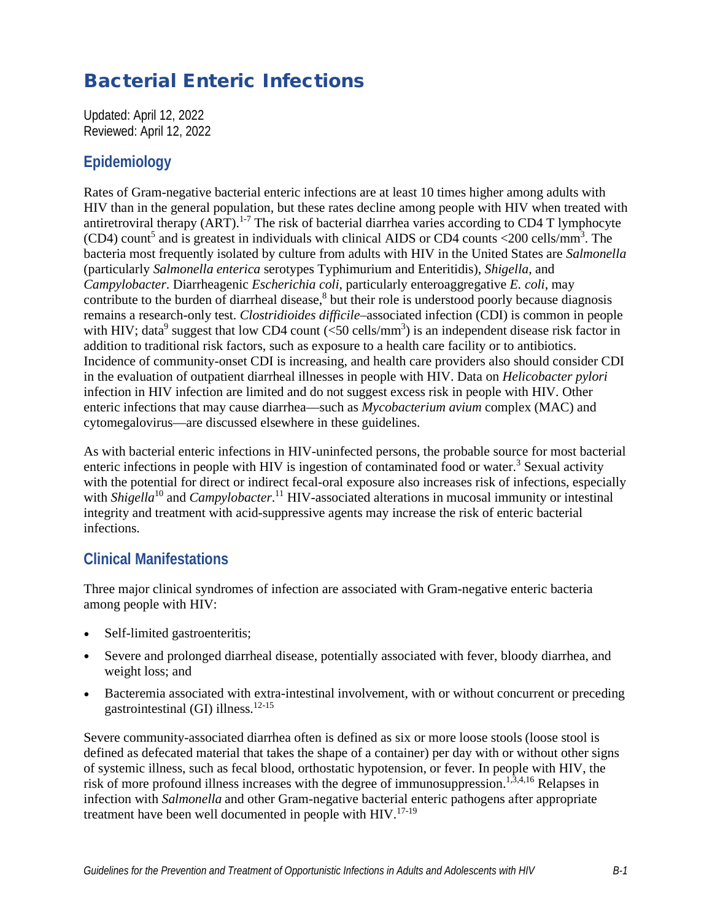# Bacterial Enteric Infections

Updated: April 12, 2022
Reviewed: April 12, 2022

## Epidemiology

Rates of Gram-negative bacterial enteric infections are at least 10 times higher among adults with HIV than in the general population, but these rates decline among people with HIV when treated with antiretroviral therapy (ART).[1-7] The risk of bacterial diarrhea varies according to CD4 T lymphocyte (CD4) count[5] and is greatest in individuals with clinical AIDS or CD4 counts <200 cells/mm$^3$. The bacteria most frequently isolated by culture from adults with HIV in the United States are *Salmonella* (particularly *Salmonella enterica* serotypes Typhimurium and Enteritidis), *Shigella*, and *Campylobacter*. Diarrheagenic *Escherichia coli*, particularly enteroaggregative *E. coli*, may contribute to the burden of diarrheal disease,[8] but their role is understood poorly because diagnosis remains a research-only test. *Clostridioides difficile*–associated infection (CDI) is common in people with HIV; data[9] suggest that low CD4 count (<50 cells/mm$^3$) is an independent disease risk factor in addition to traditional risk factors, such as exposure to a health care facility or to antibiotics. Incidence of community-onset CDI is increasing, and health care providers also should consider CDI in the evaluation of outpatient diarrheal illnesses in people with HIV. Data on *Helicobacter pylori* infection in HIV infection are limited and do not suggest excess risk in people with HIV. Other enteric infections that may cause diarrhea—such as *Mycobacterium avium* complex (MAC) and cytomegalovirus—are discussed elsewhere in these guidelines.

As with bacterial enteric infections in HIV-uninfected persons, the probable source for most bacterial enteric infections in people with HIV is ingestion of contaminated food or water.[3] Sexual activity with the potential for direct or indirect fecal-oral exposure also increases risk of infections, especially with *Shigella*[10] and *Campylobacter*.[11] HIV-associated alterations in mucosal immunity or intestinal integrity and treatment with acid-suppressive agents may increase the risk of enteric bacterial infections.

## Clinical Manifestations

Three major clinical syndromes of infection are associated with Gram-negative enteric bacteria among people with HIV:

- Self-limited gastroenteritis;
- Severe and prolonged diarrheal disease, potentially associated with fever, bloody diarrhea, and weight loss; and
- Bacteremia associated with extra-intestinal involvement, with or without concurrent or preceding gastrointestinal (GI) illness.[12-15]

Severe community-associated diarrhea often is defined as six or more loose stools (loose stool is defined as defecated material that takes the shape of a container) per day with or without other signs of systemic illness, such as fecal blood, orthostatic hypotension, or fever. In people with HIV, the risk of more profound illness increases with the degree of immunosuppression.[1,3,4,16] Relapses in infection with *Salmonella* and other Gram-negative bacterial enteric pathogens after appropriate treatment have been well documented in people with HIV.[17-19]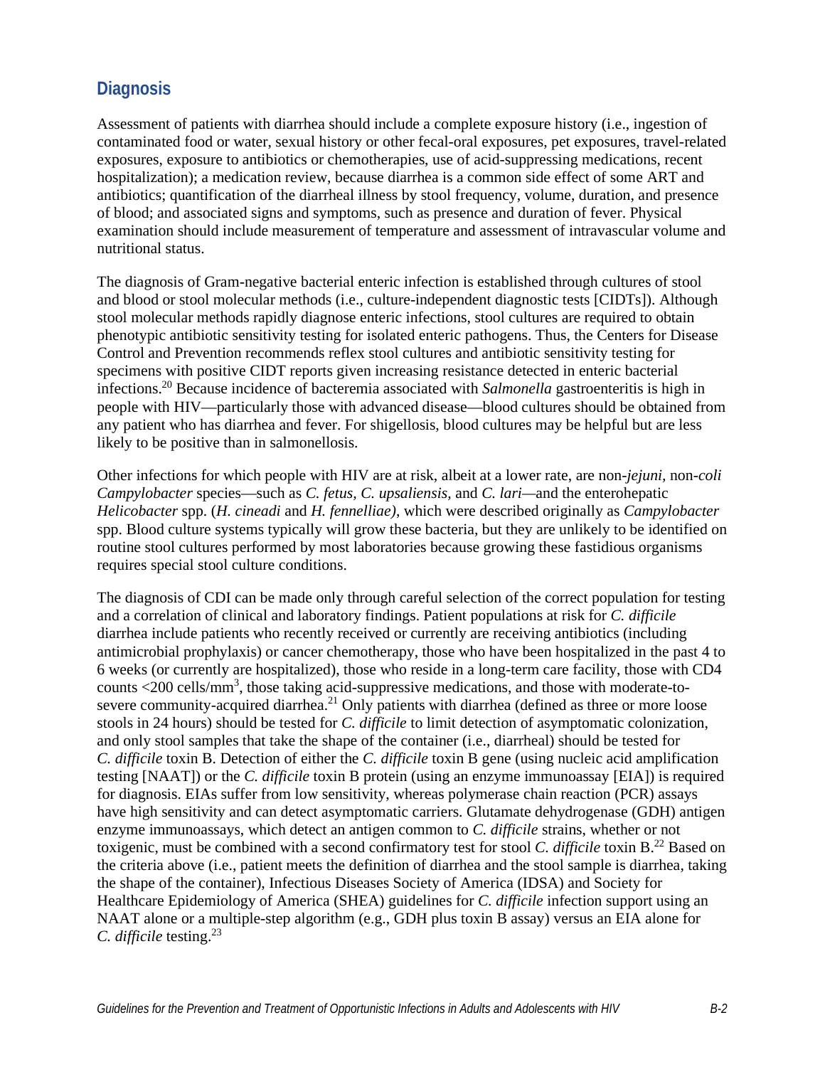## Diagnosis

Assessment of patients with diarrhea should include a complete exposure history (i.e., ingestion of contaminated food or water, sexual history or other fecal-oral exposures, pet exposures, travel-related exposures, exposure to antibiotics or chemotherapies, use of acid-suppressing medications, recent hospitalization); a medication review, because diarrhea is a common side effect of some ART and antibiotics; quantification of the diarrheal illness by stool frequency, volume, duration, and presence of blood; and associated signs and symptoms, such as presence and duration of fever. Physical examination should include measurement of temperature and assessment of intravascular volume and nutritional status.

The diagnosis of Gram-negative bacterial enteric infection is established through cultures of stool and blood or stool molecular methods (i.e., culture-independent diagnostic tests [CIDTs]). Although stool molecular methods rapidly diagnose enteric infections, stool cultures are required to obtain phenotypic antibiotic sensitivity testing for isolated enteric pathogens. Thus, the Centers for Disease Control and Prevention recommends reflex stool cultures and antibiotic sensitivity testing for specimens with positive CIDT reports given increasing resistance detected in enteric bacterial infections.[20] Because incidence of bacteremia associated with *Salmonella* gastroenteritis is high in people with HIV—particularly those with advanced disease—blood cultures should be obtained from any patient who has diarrhea and fever. For shigellosis, blood cultures may be helpful but are less likely to be positive than in salmonellosis.

Other infections for which people with HIV are at risk, albeit at a lower rate, are non-*jejuni*, non-*coli Campylobacter* species—such as *C. fetus, C. upsaliensis,* and *C. lari*—and the enterohepatic *Helicobacter* spp. (*H. cineadi* and *H. fennelliae)*, which were described originally as *Campylobacter* spp. Blood culture systems typically will grow these bacteria, but they are unlikely to be identified on routine stool cultures performed by most laboratories because growing these fastidious organisms requires special stool culture conditions.

The diagnosis of CDI can be made only through careful selection of the correct population for testing and a correlation of clinical and laboratory findings. Patient populations at risk for *C. difficile* diarrhea include patients who recently received or currently are receiving antibiotics (including antimicrobial prophylaxis) or cancer chemotherapy, those who have been hospitalized in the past 4 to 6 weeks (or currently are hospitalized), those who reside in a long-term care facility, those with CD4 counts <200 cells/mm$^3$, those taking acid-suppressive medications, and those with moderate-to-severe community-acquired diarrhea.[21] Only patients with diarrhea (defined as three or more loose stools in 24 hours) should be tested for *C. difficile* to limit detection of asymptomatic colonization, and only stool samples that take the shape of the container (i.e., diarrheal) should be tested for *C. difficile* toxin B. Detection of either the *C. difficile* toxin B gene (using nucleic acid amplification testing [NAAT]) or the *C. difficile* toxin B protein (using an enzyme immunoassay [EIA]) is required for diagnosis. EIAs suffer from low sensitivity, whereas polymerase chain reaction (PCR) assays have high sensitivity and can detect asymptomatic carriers. Glutamate dehydrogenase (GDH) antigen enzyme immunoassays, which detect an antigen common to *C. difficile* strains, whether or not toxigenic, must be combined with a second confirmatory test for stool *C. difficile* toxin B.[22] Based on the criteria above (i.e., patient meets the definition of diarrhea and the stool sample is diarrhea, taking the shape of the container), Infectious Diseases Society of America (IDSA) and Society for Healthcare Epidemiology of America (SHEA) guidelines for *C. difficile* infection support using an NAAT alone or a multiple-step algorithm (e.g., GDH plus toxin B assay) versus an EIA alone for *C. difficile* testing.[23]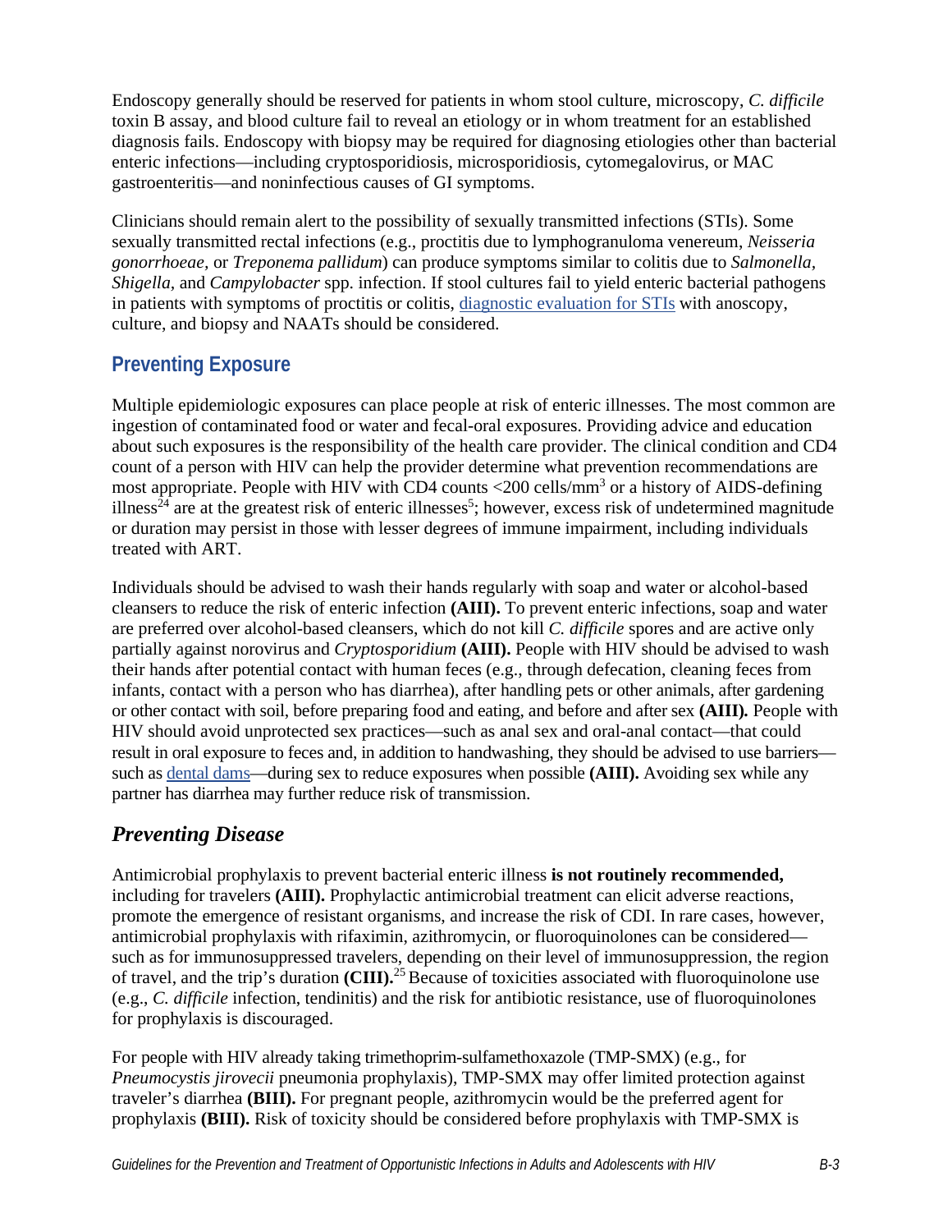Endoscopy generally should be reserved for patients in whom stool culture, microscopy, *C. difficile* toxin B assay, and blood culture fail to reveal an etiology or in whom treatment for an established diagnosis fails. Endoscopy with biopsy may be required for diagnosing etiologies other than bacterial enteric infections—including cryptosporidiosis, microsporidiosis, cytomegalovirus, or MAC gastroenteritis—and noninfectious causes of GI symptoms.

Clinicians should remain alert to the possibility of sexually transmitted infections (STIs). Some sexually transmitted rectal infections (e.g., proctitis due to lymphogranuloma venereum, *Neisseria gonorrhoeae,* or *Treponema pallidum*) can produce symptoms similar to colitis due to *Salmonella*, *Shigella,* and *Campylobacter* spp. infection. If stool cultures fail to yield enteric bacterial pathogens in patients with symptoms of proctitis or colitis, diagnostic evaluation for STIs with anoscopy, culture, and biopsy and NAATs should be considered.

## Preventing Exposure

Multiple epidemiologic exposures can place people at risk of enteric illnesses. The most common are ingestion of contaminated food or water and fecal-oral exposures. Providing advice and education about such exposures is the responsibility of the health care provider. The clinical condition and CD4 count of a person with HIV can help the provider determine what prevention recommendations are most appropriate. People with HIV with CD4 counts <200 cells/mm$^3$ or a history of AIDS-defining illness[24] are at the greatest risk of enteric illnesses[5]; however, excess risk of undetermined magnitude or duration may persist in those with lesser degrees of immune impairment, including individuals treated with ART.

Individuals should be advised to wash their hands regularly with soap and water or alcohol-based cleansers to reduce the risk of enteric infection **(AIII).** To prevent enteric infections, soap and water are preferred over alcohol-based cleansers, which do not kill *C. difficile* spores and are active only partially against norovirus and *Cryptosporidium* **(AIII).** People with HIV should be advised to wash their hands after potential contact with human feces (e.g., through defecation, cleaning feces from infants, contact with a person who has diarrhea), after handling pets or other animals, after gardening or other contact with soil, before preparing food and eating, and before and after sex **(AIII).** People with HIV should avoid unprotected sex practices—such as anal sex and oral-anal contact—that could result in oral exposure to feces and, in addition to handwashing, they should be advised to use barriers—such as dental dams—during sex to reduce exposures when possible **(AIII).** Avoiding sex while any partner has diarrhea may further reduce risk of transmission.

## *Preventing Disease*

Antimicrobial prophylaxis to prevent bacterial enteric illness **is not routinely recommended,** including for travelers **(AIII).** Prophylactic antimicrobial treatment can elicit adverse reactions, promote the emergence of resistant organisms, and increase the risk of CDI. In rare cases, however, antimicrobial prophylaxis with rifaximin, azithromycin, or fluoroquinolones can be considered—such as for immunosuppressed travelers, depending on their level of immunosuppression, the region of travel, and the trip's duration **(CIII).**[25] Because of toxicities associated with fluoroquinolone use (e.g., *C. difficile* infection, tendinitis) and the risk for antibiotic resistance, use of fluoroquinolones for prophylaxis is discouraged.

For people with HIV already taking trimethoprim-sulfamethoxazole (TMP-SMX) (e.g., for *Pneumocystis jirovecii* pneumonia prophylaxis), TMP-SMX may offer limited protection against traveler's diarrhea **(BIII).** For pregnant people, azithromycin would be the preferred agent for prophylaxis **(BIII).** Risk of toxicity should be considered before prophylaxis with TMP-SMX is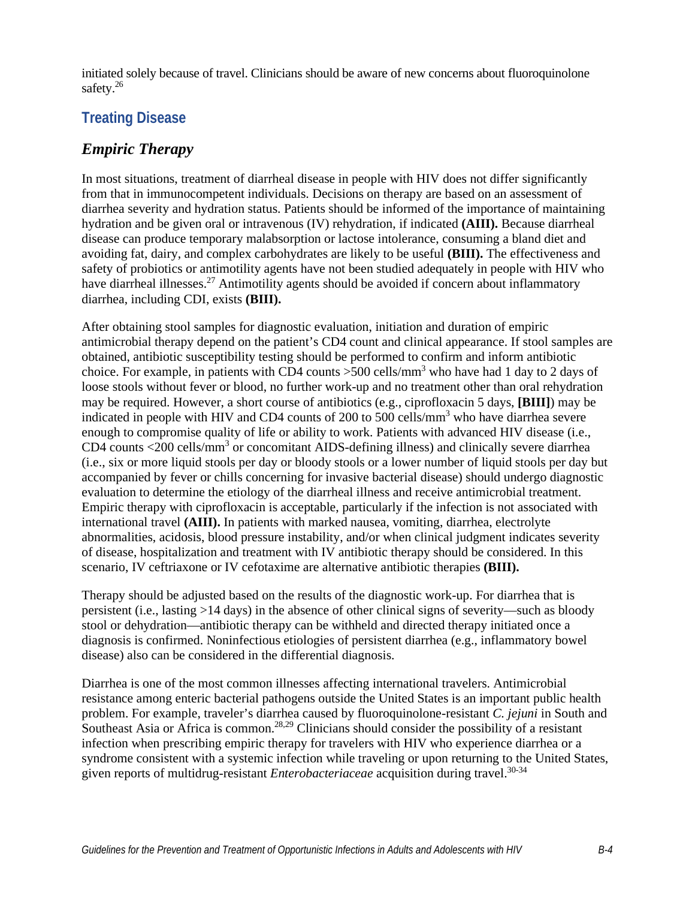initiated solely because of travel. Clinicians should be aware of new concerns about fluoroquinolone safety.[26]

## Treating Disease

### *Empiric Therapy*

In most situations, treatment of diarrheal disease in people with HIV does not differ significantly from that in immunocompetent individuals. Decisions on therapy are based on an assessment of diarrhea severity and hydration status. Patients should be informed of the importance of maintaining hydration and be given oral or intravenous (IV) rehydration, if indicated **(AIII).** Because diarrheal disease can produce temporary malabsorption or lactose intolerance, consuming a bland diet and avoiding fat, dairy, and complex carbohydrates are likely to be useful **(BIII).** The effectiveness and safety of probiotics or antimotility agents have not been studied adequately in people with HIV who have diarrheal illnesses.[27] Antimotility agents should be avoided if concern about inflammatory diarrhea, including CDI, exists **(BIII).**

After obtaining stool samples for diagnostic evaluation, initiation and duration of empiric antimicrobial therapy depend on the patient's CD4 count and clinical appearance. If stool samples are obtained, antibiotic susceptibility testing should be performed to confirm and inform antibiotic choice. For example, in patients with CD4 counts >500 cells/mm$^3$ who have had 1 day to 2 days of loose stools without fever or blood, no further work-up and no treatment other than oral rehydration may be required. However, a short course of antibiotics (e.g., ciprofloxacin 5 days, **[BIII]**) may be indicated in people with HIV and CD4 counts of 200 to 500 cells/mm$^3$ who have diarrhea severe enough to compromise quality of life or ability to work. Patients with advanced HIV disease (i.e., CD4 counts <200 cells/mm$^3$ or concomitant AIDS-defining illness) and clinically severe diarrhea (i.e., six or more liquid stools per day or bloody stools or a lower number of liquid stools per day but accompanied by fever or chills concerning for invasive bacterial disease) should undergo diagnostic evaluation to determine the etiology of the diarrheal illness and receive antimicrobial treatment. Empiric therapy with ciprofloxacin is acceptable, particularly if the infection is not associated with international travel **(AIII).** In patients with marked nausea, vomiting, diarrhea, electrolyte abnormalities, acidosis, blood pressure instability, and/or when clinical judgment indicates severity of disease, hospitalization and treatment with IV antibiotic therapy should be considered. In this scenario, IV ceftriaxone or IV cefotaxime are alternative antibiotic therapies **(BIII).**

Therapy should be adjusted based on the results of the diagnostic work-up. For diarrhea that is persistent (i.e., lasting >14 days) in the absence of other clinical signs of severity—such as bloody stool or dehydration—antibiotic therapy can be withheld and directed therapy initiated once a diagnosis is confirmed. Noninfectious etiologies of persistent diarrhea (e.g., inflammatory bowel disease) also can be considered in the differential diagnosis.

Diarrhea is one of the most common illnesses affecting international travelers. Antimicrobial resistance among enteric bacterial pathogens outside the United States is an important public health problem. For example, traveler's diarrhea caused by fluoroquinolone-resistant *C. jejuni* in South and Southeast Asia or Africa is common.[28,29] Clinicians should consider the possibility of a resistant infection when prescribing empiric therapy for travelers with HIV who experience diarrhea or a syndrome consistent with a systemic infection while traveling or upon returning to the United States, given reports of multidrug-resistant *Enterobacteriaceae* acquisition during travel.[30-34]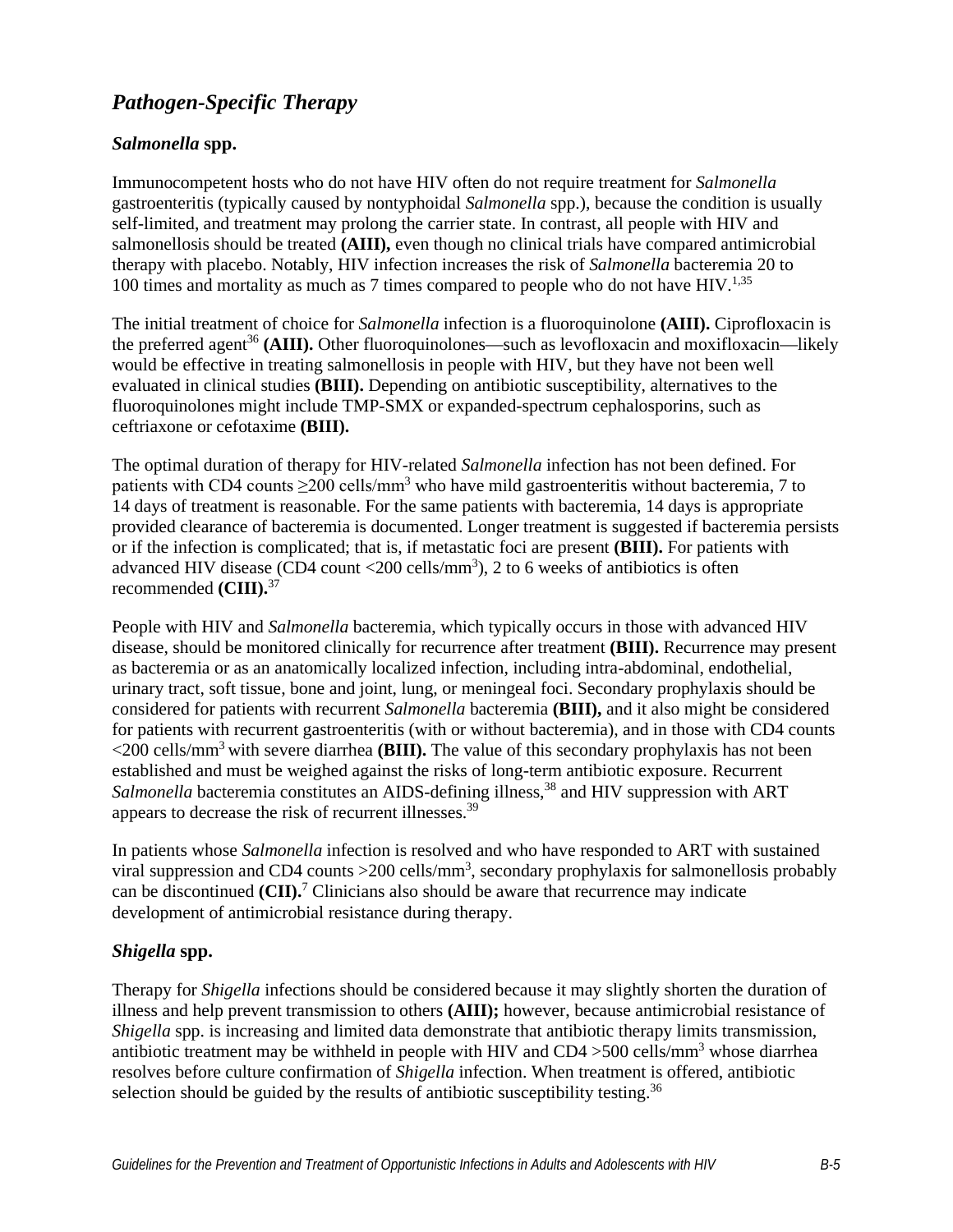## *Pathogen-Specific Therapy*

### *Salmonella* spp.

Immunocompetent hosts who do not have HIV often do not require treatment for *Salmonella* gastroenteritis (typically caused by nontyphoidal *Salmonella* spp.), because the condition is usually self-limited, and treatment may prolong the carrier state. In contrast, all people with HIV and salmonellosis should be treated **(AIII),** even though no clinical trials have compared antimicrobial therapy with placebo. Notably, HIV infection increases the risk of *Salmonella* bacteremia 20 to 100 times and mortality as much as 7 times compared to people who do not have HIV.[1,35]

The initial treatment of choice for *Salmonella* infection is a fluoroquinolone **(AIII).** Ciprofloxacin is the preferred agent[36] **(AIII).** Other fluoroquinolones—such as levofloxacin and moxifloxacin—likely would be effective in treating salmonellosis in people with HIV, but they have not been well evaluated in clinical studies **(BIII).** Depending on antibiotic susceptibility, alternatives to the fluoroquinolones might include TMP-SMX or expanded-spectrum cephalosporins, such as ceftriaxone or cefotaxime **(BIII).**

The optimal duration of therapy for HIV-related *Salmonella* infection has not been defined. For patients with CD4 counts ≥200 cells/mm$^3$ who have mild gastroenteritis without bacteremia, 7 to 14 days of treatment is reasonable. For the same patients with bacteremia, 14 days is appropriate provided clearance of bacteremia is documented. Longer treatment is suggested if bacteremia persists or if the infection is complicated; that is, if metastatic foci are present **(BIII).** For patients with advanced HIV disease (CD4 count <200 cells/mm$^3$), 2 to 6 weeks of antibiotics is often recommended **(CIII).**[37]

People with HIV and *Salmonella* bacteremia, which typically occurs in those with advanced HIV disease, should be monitored clinically for recurrence after treatment **(BIII).** Recurrence may present as bacteremia or as an anatomically localized infection, including intra-abdominal, endothelial, urinary tract, soft tissue, bone and joint, lung, or meningeal foci. Secondary prophylaxis should be considered for patients with recurrent *Salmonella* bacteremia **(BIII),** and it also might be considered for patients with recurrent gastroenteritis (with or without bacteremia), and in those with CD4 counts <200 cells/mm$^3$ with severe diarrhea **(BIII).** The value of this secondary prophylaxis has not been established and must be weighed against the risks of long-term antibiotic exposure. Recurrent *Salmonella* bacteremia constitutes an AIDS-defining illness,[38] and HIV suppression with ART appears to decrease the risk of recurrent illnesses.[39]

In patients whose *Salmonella* infection is resolved and who have responded to ART with sustained viral suppression and CD4 counts >200 cells/mm$^3$, secondary prophylaxis for salmonellosis probably can be discontinued **(CII).**[7] Clinicians also should be aware that recurrence may indicate development of antimicrobial resistance during therapy.

### *Shigella* spp.

Therapy for *Shigella* infections should be considered because it may slightly shorten the duration of illness and help prevent transmission to others **(AIII);** however, because antimicrobial resistance of *Shigella* spp. is increasing and limited data demonstrate that antibiotic therapy limits transmission, antibiotic treatment may be withheld in people with HIV and CD4 >500 cells/mm$^3$ whose diarrhea resolves before culture confirmation of *Shigella* infection. When treatment is offered, antibiotic selection should be guided by the results of antibiotic susceptibility testing.[36]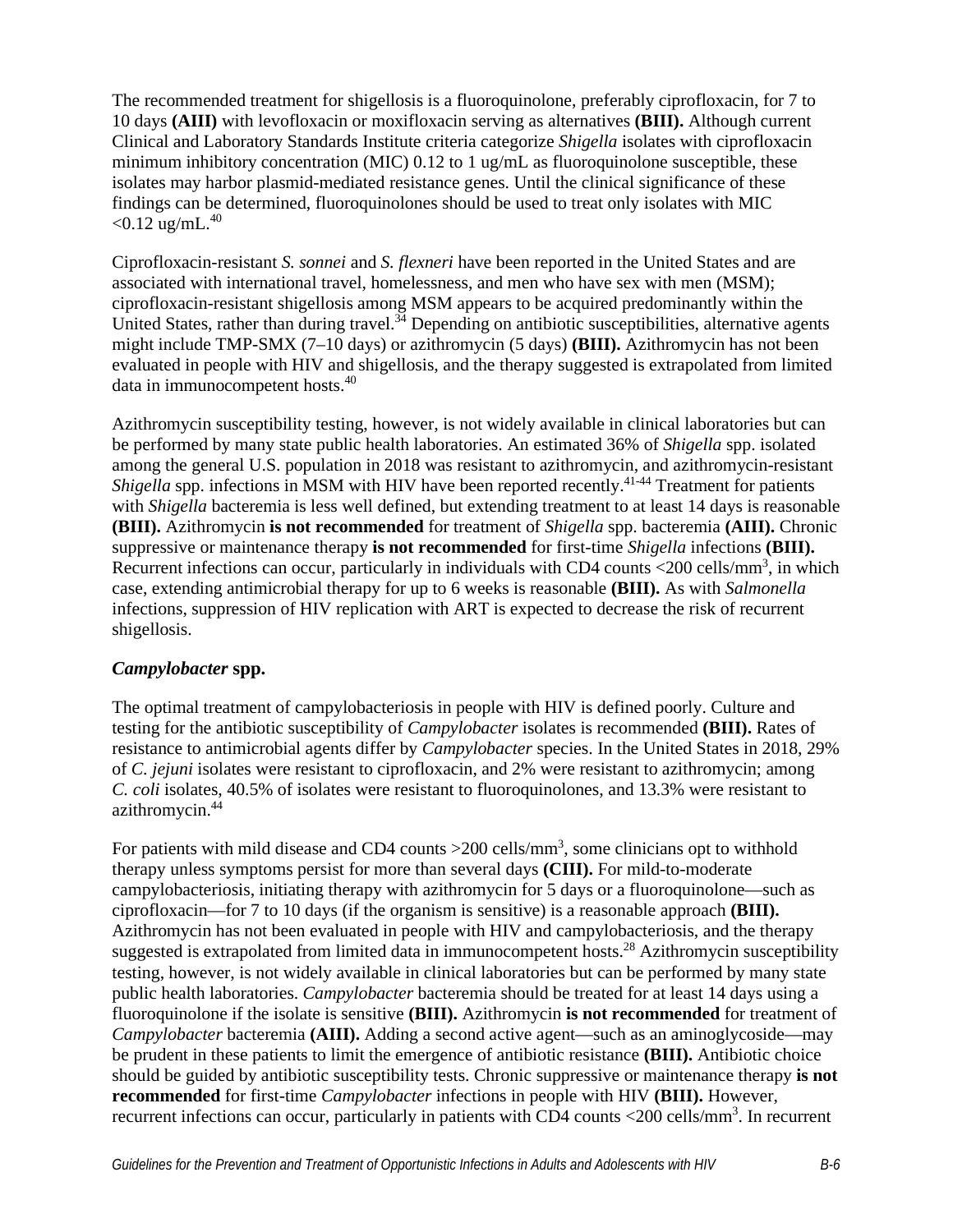The recommended treatment for shigellosis is a fluoroquinolone, preferably ciprofloxacin, for 7 to 10 days **(AIII)** with levofloxacin or moxifloxacin serving as alternatives **(BIII).** Although current Clinical and Laboratory Standards Institute criteria categorize *Shigella* isolates with ciprofloxacin minimum inhibitory concentration (MIC) 0.12 to 1 ug/mL as fluoroquinolone susceptible, these isolates may harbor plasmid-mediated resistance genes. Until the clinical significance of these findings can be determined, fluoroquinolones should be used to treat only isolates with MIC <0.12 ug/mL.[40]

Ciprofloxacin-resistant *S. sonnei* and *S. flexneri* have been reported in the United States and are associated with international travel, homelessness, and men who have sex with men (MSM); ciprofloxacin-resistant shigellosis among MSM appears to be acquired predominantly within the United States, rather than during travel.[34] Depending on antibiotic susceptibilities, alternative agents might include TMP-SMX (7–10 days) or azithromycin (5 days) **(BIII).** Azithromycin has not been evaluated in people with HIV and shigellosis, and the therapy suggested is extrapolated from limited data in immunocompetent hosts.[40]

Azithromycin susceptibility testing, however, is not widely available in clinical laboratories but can be performed by many state public health laboratories. An estimated 36% of *Shigella* spp. isolated among the general U.S. population in 2018 was resistant to azithromycin, and azithromycin-resistant *Shigella* spp. infections in MSM with HIV have been reported recently.[41-44] Treatment for patients with *Shigella* bacteremia is less well defined, but extending treatment to at least 14 days is reasonable **(BIII).** Azithromycin **is not recommended** for treatment of *Shigella* spp. bacteremia **(AIII).** Chronic suppressive or maintenance therapy **is not recommended** for first-time *Shigella* infections **(BIII).** Recurrent infections can occur, particularly in individuals with CD4 counts <200 cells/mm$^3$, in which case, extending antimicrobial therapy for up to 6 weeks is reasonable **(BIII).** As with *Salmonella* infections, suppression of HIV replication with ART is expected to decrease the risk of recurrent shigellosis.

### *Campylobacter* spp.

The optimal treatment of campylobacteriosis in people with HIV is defined poorly. Culture and testing for the antibiotic susceptibility of *Campylobacter* isolates is recommended **(BIII).** Rates of resistance to antimicrobial agents differ by *Campylobacter* species. In the United States in 2018, 29% of *C. jejuni* isolates were resistant to ciprofloxacin, and 2% were resistant to azithromycin; among *C. coli* isolates, 40.5% of isolates were resistant to fluoroquinolones, and 13.3% were resistant to azithromycin.[44]

For patients with mild disease and CD4 counts >200 cells/mm$^3$, some clinicians opt to withhold therapy unless symptoms persist for more than several days **(CIII).** For mild-to-moderate campylobacteriosis, initiating therapy with azithromycin for 5 days or a fluoroquinolone—such as ciprofloxacin—for 7 to 10 days (if the organism is sensitive) is a reasonable approach **(BIII).** Azithromycin has not been evaluated in people with HIV and campylobacteriosis, and the therapy suggested is extrapolated from limited data in immunocompetent hosts.[28] Azithromycin susceptibility testing, however, is not widely available in clinical laboratories but can be performed by many state public health laboratories. *Campylobacter* bacteremia should be treated for at least 14 days using a fluoroquinolone if the isolate is sensitive **(BIII).** Azithromycin **is not recommended** for treatment of *Campylobacter* bacteremia **(AIII).** Adding a second active agent—such as an aminoglycoside—may be prudent in these patients to limit the emergence of antibiotic resistance **(BIII).** Antibiotic choice should be guided by antibiotic susceptibility tests. Chronic suppressive or maintenance therapy **is not recommended** for first-time *Campylobacter* infections in people with HIV **(BIII).** However, recurrent infections can occur, particularly in patients with CD4 counts <200 cells/mm$^3$. In recurrent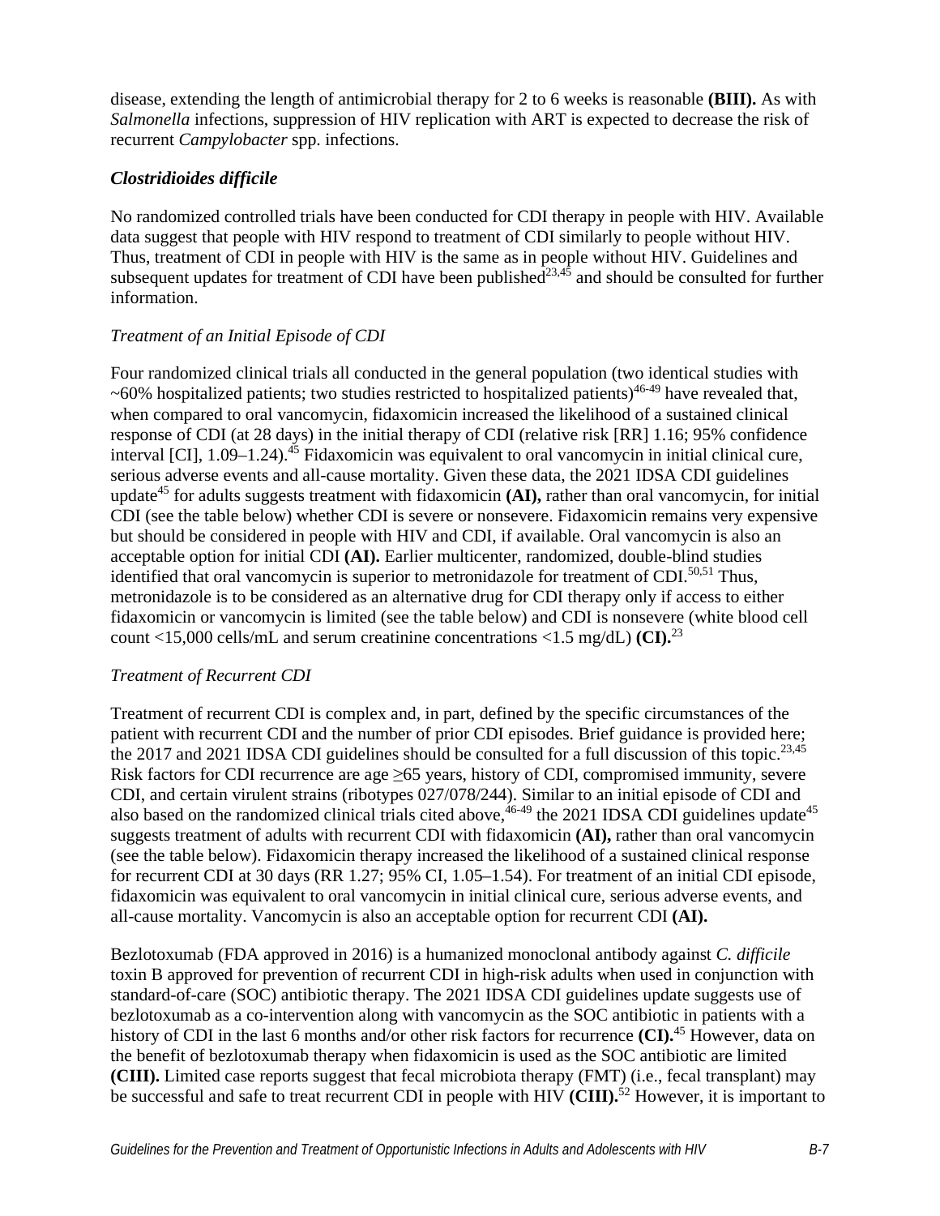disease, extending the length of antimicrobial therapy for 2 to 6 weeks is reasonable **(BIII).** As with *Salmonella* infections, suppression of HIV replication with ART is expected to decrease the risk of recurrent *Campylobacter* spp. infections.

### *Clostridioides difficile*

No randomized controlled trials have been conducted for CDI therapy in people with HIV. Available data suggest that people with HIV respond to treatment of CDI similarly to people without HIV. Thus, treatment of CDI in people with HIV is the same as in people without HIV. Guidelines and subsequent updates for treatment of CDI have been published[23,45] and should be consulted for further information.

#### *Treatment of an Initial Episode of CDI*

Four randomized clinical trials all conducted in the general population (two identical studies with ~60% hospitalized patients; two studies restricted to hospitalized patients)[46-49] have revealed that, when compared to oral vancomycin, fidaxomicin increased the likelihood of a sustained clinical response of CDI (at 28 days) in the initial therapy of CDI (relative risk [RR] 1.16; 95% confidence interval [CI], 1.09–1.24).[45] Fidaxomicin was equivalent to oral vancomycin in initial clinical cure, serious adverse events and all-cause mortality. Given these data, the 2021 IDSA CDI guidelines update[45] for adults suggests treatment with fidaxomicin **(AI),** rather than oral vancomycin, for initial CDI (see the table below) whether CDI is severe or nonsevere. Fidaxomicin remains very expensive but should be considered in people with HIV and CDI, if available. Oral vancomycin is also an acceptable option for initial CDI **(AI).** Earlier multicenter, randomized, double-blind studies identified that oral vancomycin is superior to metronidazole for treatment of CDI.[50,51] Thus, metronidazole is to be considered as an alternative drug for CDI therapy only if access to either fidaxomicin or vancomycin is limited (see the table below) and CDI is nonsevere (white blood cell count <15,000 cells/mL and serum creatinine concentrations <1.5 mg/dL) **(CI).**[23]

#### *Treatment of Recurrent CDI*

Treatment of recurrent CDI is complex and, in part, defined by the specific circumstances of the patient with recurrent CDI and the number of prior CDI episodes. Brief guidance is provided here; the 2017 and 2021 IDSA CDI guidelines should be consulted for a full discussion of this topic.[23,45] Risk factors for CDI recurrence are age ≥65 years, history of CDI, compromised immunity, severe CDI, and certain virulent strains (ribotypes 027/078/244). Similar to an initial episode of CDI and also based on the randomized clinical trials cited above,[46-49] the 2021 IDSA CDI guidelines update[45] suggests treatment of adults with recurrent CDI with fidaxomicin **(AI),** rather than oral vancomycin (see the table below). Fidaxomicin therapy increased the likelihood of a sustained clinical response for recurrent CDI at 30 days (RR 1.27; 95% CI, 1.05–1.54). For treatment of an initial CDI episode, fidaxomicin was equivalent to oral vancomycin in initial clinical cure, serious adverse events, and all-cause mortality. Vancomycin is also an acceptable option for recurrent CDI **(AI).**

Bezlotoxumab (FDA approved in 2016) is a humanized monoclonal antibody against *C. difficile* toxin B approved for prevention of recurrent CDI in high-risk adults when used in conjunction with standard-of-care (SOC) antibiotic therapy. The 2021 IDSA CDI guidelines update suggests use of bezlotoxumab as a co-intervention along with vancomycin as the SOC antibiotic in patients with a history of CDI in the last 6 months and/or other risk factors for recurrence **(CI).**[45] However, data on the benefit of bezlotoxumab therapy when fidaxomicin is used as the SOC antibiotic are limited **(CIII).** Limited case reports suggest that fecal microbiota therapy (FMT) (i.e., fecal transplant) may be successful and safe to treat recurrent CDI in people with HIV **(CIII).**[52] However, it is important to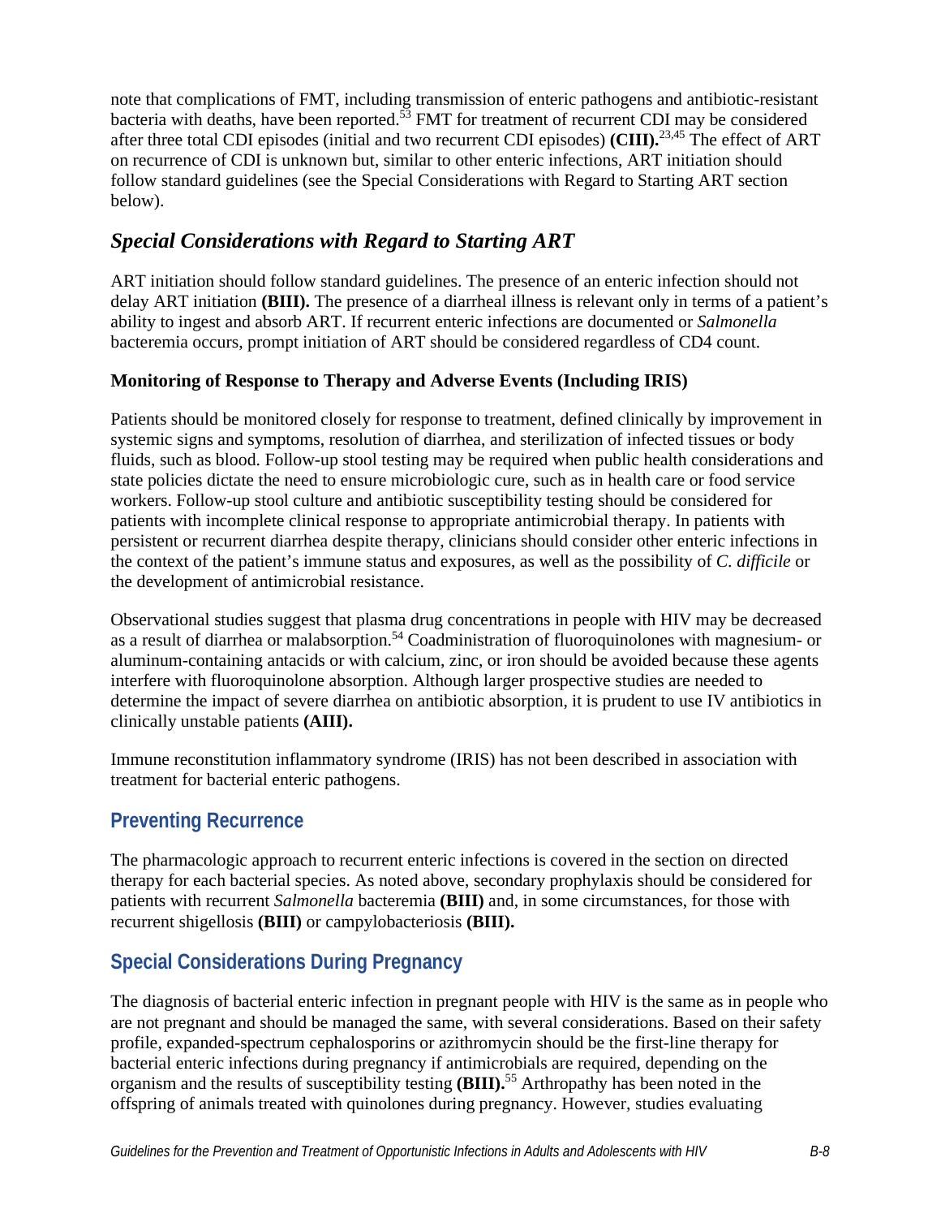note that complications of FMT, including transmission of enteric pathogens and antibiotic-resistant bacteria with deaths, have been reported.[53] FMT for treatment of recurrent CDI may be considered after three total CDI episodes (initial and two recurrent CDI episodes) **(CIII).**[23,45] The effect of ART on recurrence of CDI is unknown but, similar to other enteric infections, ART initiation should follow standard guidelines (see the Special Considerations with Regard to Starting ART section below).

### *Special Considerations with Regard to Starting ART*

ART initiation should follow standard guidelines. The presence of an enteric infection should not delay ART initiation **(BIII).** The presence of a diarrheal illness is relevant only in terms of a patient's ability to ingest and absorb ART. If recurrent enteric infections are documented or *Salmonella* bacteremia occurs, prompt initiation of ART should be considered regardless of CD4 count.

#### Monitoring of Response to Therapy and Adverse Events (Including IRIS)

Patients should be monitored closely for response to treatment, defined clinically by improvement in systemic signs and symptoms, resolution of diarrhea, and sterilization of infected tissues or body fluids, such as blood. Follow-up stool testing may be required when public health considerations and state policies dictate the need to ensure microbiologic cure, such as in health care or food service workers. Follow-up stool culture and antibiotic susceptibility testing should be considered for patients with incomplete clinical response to appropriate antimicrobial therapy. In patients with persistent or recurrent diarrhea despite therapy, clinicians should consider other enteric infections in the context of the patient's immune status and exposures, as well as the possibility of *C. difficile* or the development of antimicrobial resistance.

Observational studies suggest that plasma drug concentrations in people with HIV may be decreased as a result of diarrhea or malabsorption.[54] Coadministration of fluoroquinolones with magnesium- or aluminum-containing antacids or with calcium, zinc, or iron should be avoided because these agents interfere with fluoroquinolone absorption. Although larger prospective studies are needed to determine the impact of severe diarrhea on antibiotic absorption, it is prudent to use IV antibiotics in clinically unstable patients **(AIII).**

Immune reconstitution inflammatory syndrome (IRIS) has not been described in association with treatment for bacterial enteric pathogens.

## Preventing Recurrence

The pharmacologic approach to recurrent enteric infections is covered in the section on directed therapy for each bacterial species. As noted above, secondary prophylaxis should be considered for patients with recurrent *Salmonella* bacteremia **(BIII)** and, in some circumstances, for those with recurrent shigellosis **(BIII)** or campylobacteriosis **(BIII).**

## Special Considerations During Pregnancy

The diagnosis of bacterial enteric infection in pregnant people with HIV is the same as in people who are not pregnant and should be managed the same, with several considerations. Based on their safety profile, expanded-spectrum cephalosporins or azithromycin should be the first-line therapy for bacterial enteric infections during pregnancy if antimicrobials are required, depending on the organism and the results of susceptibility testing **(BIII).**[55] Arthropathy has been noted in the offspring of animals treated with quinolones during pregnancy. However, studies evaluating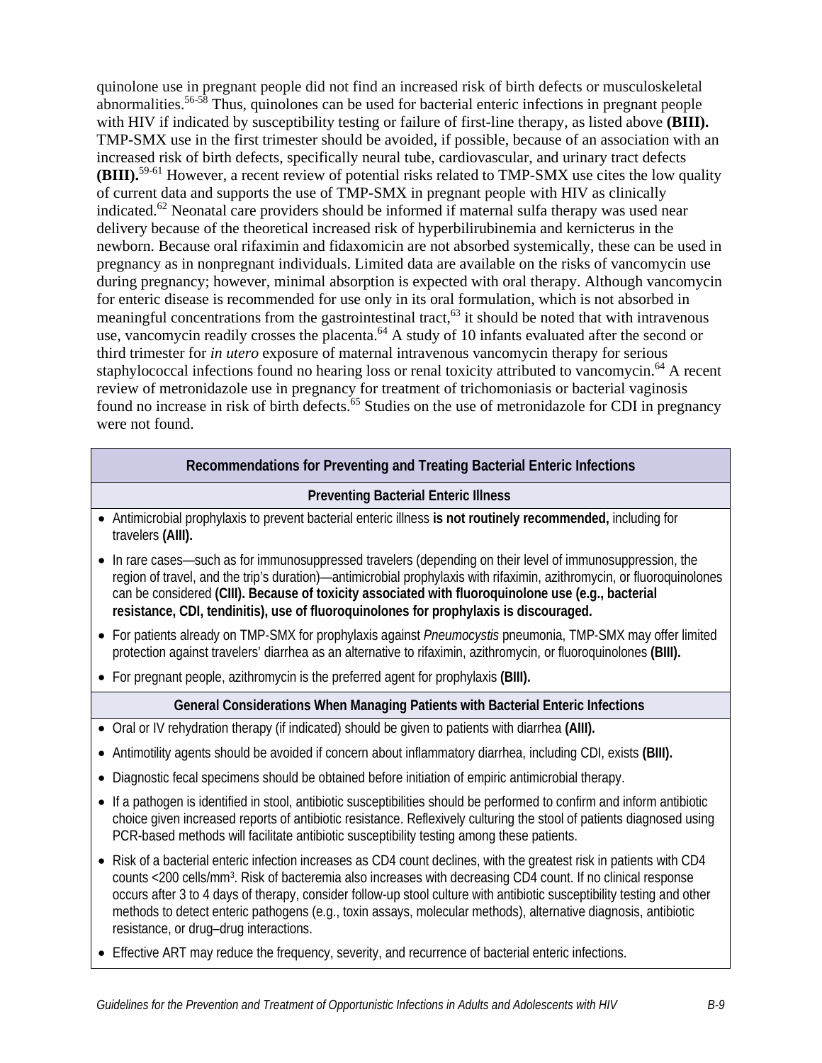quinolone use in pregnant people did not find an increased risk of birth defects or musculoskeletal abnormalities.[56-58] Thus, quinolones can be used for bacterial enteric infections in pregnant people with HIV if indicated by susceptibility testing or failure of first-line therapy, as listed above **(BIII).** TMP-SMX use in the first trimester should be avoided, if possible, because of an association with an increased risk of birth defects, specifically neural tube, cardiovascular, and urinary tract defects **(BIII).**[59-61] However, a recent review of potential risks related to TMP-SMX use cites the low quality of current data and supports the use of TMP-SMX in pregnant people with HIV as clinically indicated.[62] Neonatal care providers should be informed if maternal sulfa therapy was used near delivery because of the theoretical increased risk of hyperbilirubinemia and kernicterus in the newborn. Because oral rifaximin and fidaxomicin are not absorbed systemically, these can be used in pregnancy as in nonpregnant individuals. Limited data are available on the risks of vancomycin use during pregnancy; however, minimal absorption is expected with oral therapy. Although vancomycin for enteric disease is recommended for use only in its oral formulation, which is not absorbed in meaningful concentrations from the gastrointestinal tract,[63] it should be noted that with intravenous use, vancomycin readily crosses the placenta.[64] A study of 10 infants evaluated after the second or third trimester for *in utero* exposure of maternal intravenous vancomycin therapy for serious staphylococcal infections found no hearing loss or renal toxicity attributed to vancomycin.[64] A recent review of metronidazole use in pregnancy for treatment of trichomoniasis or bacterial vaginosis found no increase in risk of birth defects.[65] Studies on the use of metronidazole for CDI in pregnancy were not found.

| Recommendations for Preventing and Treating Bacterial Enteric Infections |
|---|
| **Preventing Bacterial Enteric Illness** |
| • Antimicrobial prophylaxis to prevent bacterial enteric illness **is not routinely recommended,** including for travelers **(AIII).** |
| • In rare cases—such as for immunosuppressed travelers (depending on their level of immunosuppression, the region of travel, and the trip's duration)—antimicrobial prophylaxis with rifaximin, azithromycin, or fluoroquinolones can be considered **(CIII). Because of toxicity associated with fluoroquinolone use (e.g., bacterial resistance, CDI, tendinitis), use of fluoroquinolones for prophylaxis is discouraged.** |
| • For patients already on TMP-SMX for prophylaxis against *Pneumocystis* pneumonia, TMP-SMX may offer limited protection against travelers' diarrhea as an alternative to rifaximin, azithromycin, or fluoroquinolones **(BIII).** |
| • For pregnant people, azithromycin is the preferred agent for prophylaxis **(BIII).** |
| **General Considerations When Managing Patients with Bacterial Enteric Infections** |
| • Oral or IV rehydration therapy (if indicated) should be given to patients with diarrhea **(AIII).** |
| • Antimotility agents should be avoided if concern about inflammatory diarrhea, including CDI, exists **(BIII).** |
| • Diagnostic fecal specimens should be obtained before initiation of empiric antimicrobial therapy. |
| • If a pathogen is identified in stool, antibiotic susceptibilities should be performed to confirm and inform antibiotic choice given increased reports of antibiotic resistance. Reflexively culturing the stool of patients diagnosed using PCR-based methods will facilitate antibiotic susceptibility testing among these patients. |
| • Risk of a bacterial enteric infection increases as CD4 count declines, with the greatest risk in patients with CD4 counts <200 cells/mm³. Risk of bacteremia also increases with decreasing CD4 count. If no clinical response occurs after 3 to 4 days of therapy, consider follow-up stool culture with antibiotic susceptibility testing and other methods to detect enteric pathogens (e.g., toxin assays, molecular methods), alternative diagnosis, antibiotic resistance, or drug–drug interactions. |
| • Effective ART may reduce the frequency, severity, and recurrence of bacterial enteric infections. |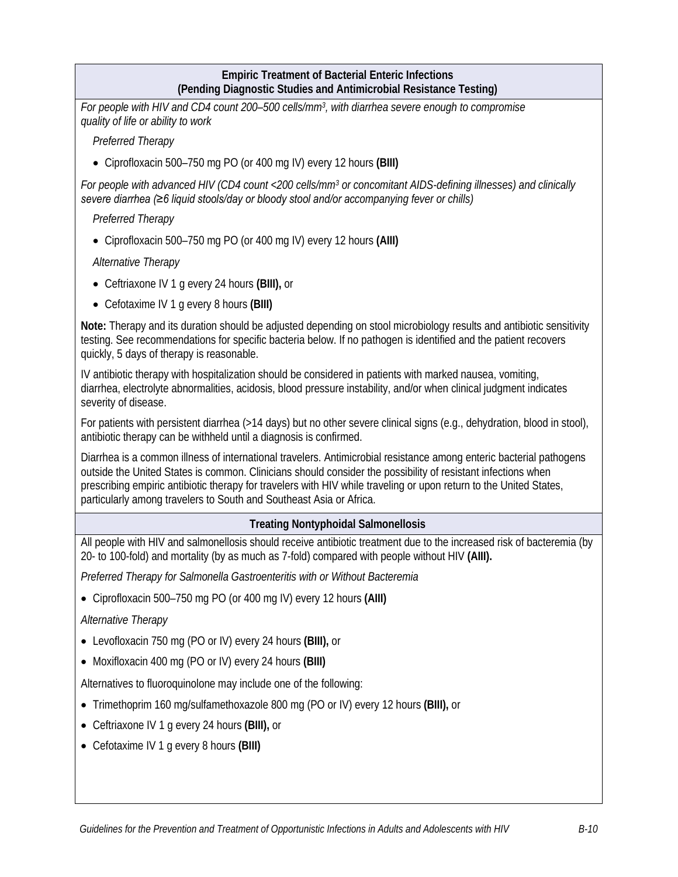### Empiric Treatment of Bacterial Enteric Infections (Pending Diagnostic Studies and Antimicrobial Resistance Testing)

*For people with HIV and CD4 count 200–500 cells/mm$^3$, with diarrhea severe enough to compromise quality of life or ability to work*

*Preferred Therapy*

- Ciprofloxacin 500–750 mg PO (or 400 mg IV) every 12 hours **(BIII)**

*For people with advanced HIV (CD4 count <200 cells/mm$^3$ or concomitant AIDS-defining illnesses) and clinically severe diarrhea (≥6 liquid stools/day or bloody stool and/or accompanying fever or chills)*

*Preferred Therapy*

- Ciprofloxacin 500–750 mg PO (or 400 mg IV) every 12 hours **(AIII)**

*Alternative Therapy*

- Ceftriaxone IV 1 g every 24 hours **(BIII),** or
- Cefotaxime IV 1 g every 8 hours **(BIII)**

**Note:** Therapy and its duration should be adjusted depending on stool microbiology results and antibiotic sensitivity testing. See recommendations for specific bacteria below. If no pathogen is identified and the patient recovers quickly, 5 days of therapy is reasonable.

IV antibiotic therapy with hospitalization should be considered in patients with marked nausea, vomiting, diarrhea, electrolyte abnormalities, acidosis, blood pressure instability, and/or when clinical judgment indicates severity of disease.

For patients with persistent diarrhea (>14 days) but no other severe clinical signs (e.g., dehydration, blood in stool), antibiotic therapy can be withheld until a diagnosis is confirmed.

Diarrhea is a common illness of international travelers. Antimicrobial resistance among enteric bacterial pathogens outside the United States is common. Clinicians should consider the possibility of resistant infections when prescribing empiric antibiotic therapy for travelers with HIV while traveling or upon return to the United States, particularly among travelers to South and Southeast Asia or Africa.

### Treating Nontyphoidal Salmonellosis

All people with HIV and salmonellosis should receive antibiotic treatment due to the increased risk of bacteremia (by 20- to 100-fold) and mortality (by as much as 7-fold) compared with people without HIV **(AIII).**

*Preferred Therapy for Salmonella Gastroenteritis with or Without Bacteremia*

- Ciprofloxacin 500–750 mg PO (or 400 mg IV) every 12 hours **(AIII)**

*Alternative Therapy*

- Levofloxacin 750 mg (PO or IV) every 24 hours **(BIII),** or
- Moxifloxacin 400 mg (PO or IV) every 24 hours **(BIII)**

Alternatives to fluoroquinolone may include one of the following:

- Trimethoprim 160 mg/sulfamethoxazole 800 mg (PO or IV) every 12 hours **(BIII),** or
- Ceftriaxone IV 1 g every 24 hours **(BIII),** or
- Cefotaxime IV 1 g every 8 hours **(BIII)**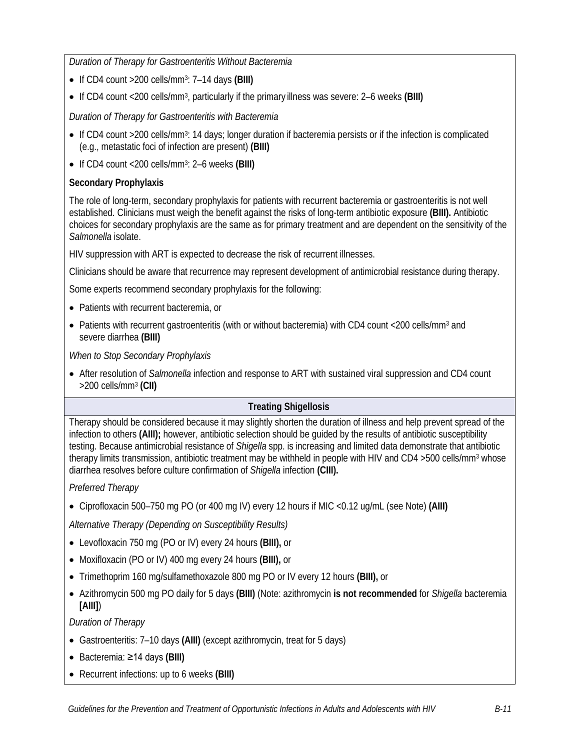*Duration of Therapy for Gastroenteritis Without Bacteremia*

- If CD4 count >200 cells/mm$^3$: 7–14 days **(BIII)**
- If CD4 count <200 cells/mm$^3$, particularly if the primary illness was severe: 2–6 weeks **(BIII)**

*Duration of Therapy for Gastroenteritis with Bacteremia*

- If CD4 count >200 cells/mm$^3$: 14 days; longer duration if bacteremia persists or if the infection is complicated (e.g., metastatic foci of infection are present) **(BIII)**
- If CD4 count <200 cells/mm$^3$: 2–6 weeks **(BIII)**

**Secondary Prophylaxis**

The role of long-term, secondary prophylaxis for patients with recurrent bacteremia or gastroenteritis is not well established. Clinicians must weigh the benefit against the risks of long-term antibiotic exposure **(BIII).** Antibiotic choices for secondary prophylaxis are the same as for primary treatment and are dependent on the sensitivity of the *Salmonella* isolate.

HIV suppression with ART is expected to decrease the risk of recurrent illnesses.

Clinicians should be aware that recurrence may represent development of antimicrobial resistance during therapy.

Some experts recommend secondary prophylaxis for the following:

- Patients with recurrent bacteremia, or
- Patients with recurrent gastroenteritis (with or without bacteremia) with CD4 count <200 cells/mm$^3$ and severe diarrhea **(BIII)**

*When to Stop Secondary Prophylaxis*

- After resolution of *Salmonella* infection and response to ART with sustained viral suppression and CD4 count >200 cells/mm$^3$ **(CII)**

**Treating Shigellosis**

Therapy should be considered because it may slightly shorten the duration of illness and help prevent spread of the infection to others **(AIII);** however, antibiotic selection should be guided by the results of antibiotic susceptibility testing. Because antimicrobial resistance of *Shigella* spp. is increasing and limited data demonstrate that antibiotic therapy limits transmission, antibiotic treatment may be withheld in people with HIV and CD4 >500 cells/mm$^3$ whose diarrhea resolves before culture confirmation of *Shigella* infection **(CIII).**

*Preferred Therapy*

- Ciprofloxacin 500–750 mg PO (or 400 mg IV) every 12 hours if MIC <0.12 ug/mL (see Note) **(AIII)**

*Alternative Therapy (Depending on Susceptibility Results)*

- Levofloxacin 750 mg (PO or IV) every 24 hours **(BIII),** or
- Moxifloxacin (PO or IV) 400 mg every 24 hours **(BIII),** or
- Trimethoprim 160 mg/sulfamethoxazole 800 mg PO or IV every 12 hours **(BIII),** or
- Azithromycin 500 mg PO daily for 5 days **(BIII)** (Note: azithromycin **is not recommended** for *Shigella* bacteremia **[AIII]**)

*Duration of Therapy*

- Gastroenteritis: 7–10 days **(AIII)** (except azithromycin, treat for 5 days)
- Bacteremia: ≥14 days **(BIII)**
- Recurrent infections: up to 6 weeks **(BIII)**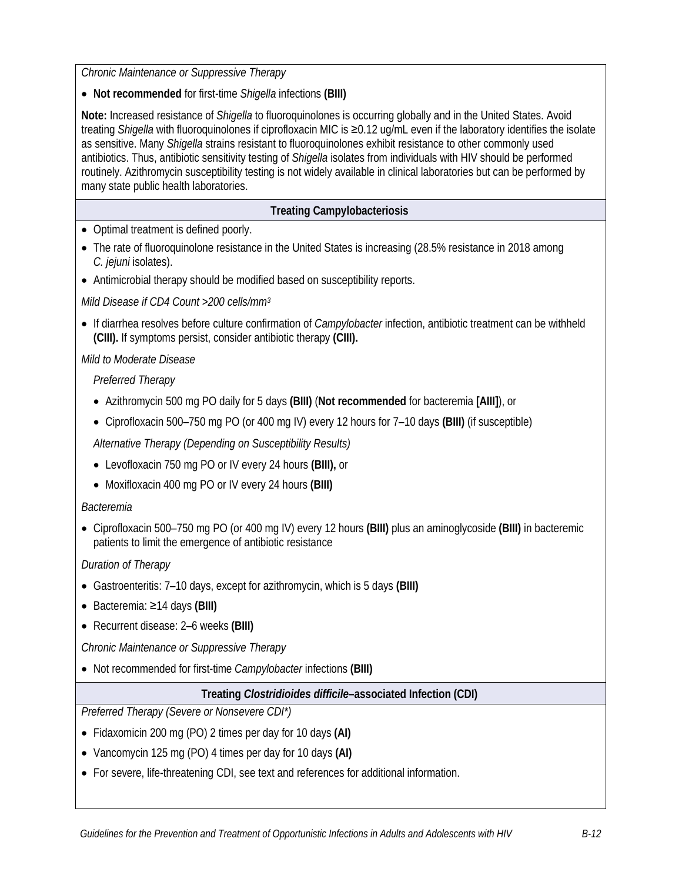*Chronic Maintenance or Suppressive Therapy*

- **Not recommended** for first-time *Shigella* infections **(BIII)**

**Note:** Increased resistance of *Shigella* to fluoroquinolones is occurring globally and in the United States. Avoid treating *Shigella* with fluoroquinolones if ciprofloxacin MIC is ≥0.12 ug/mL even if the laboratory identifies the isolate as sensitive. Many *Shigella* strains resistant to fluoroquinolones exhibit resistance to other commonly used antibiotics. Thus, antibiotic sensitivity testing of *Shigella* isolates from individuals with HIV should be performed routinely. Azithromycin susceptibility testing is not widely available in clinical laboratories but can be performed by many state public health laboratories.

### Treating Campylobacteriosis

- Optimal treatment is defined poorly.
- The rate of fluoroquinolone resistance in the United States is increasing (28.5% resistance in 2018 among *C. jejuni* isolates).
- Antimicrobial therapy should be modified based on susceptibility reports.

*Mild Disease if CD4 Count >200 cells/mm³*

- If diarrhea resolves before culture confirmation of *Campylobacter* infection, antibiotic treatment can be withheld **(CIII).** If symptoms persist, consider antibiotic therapy **(CIII).**

*Mild to Moderate Disease*

*Preferred Therapy*

- Azithromycin 500 mg PO daily for 5 days **(BIII)** (**Not recommended** for bacteremia **[AIII]**), or
- Ciprofloxacin 500–750 mg PO (or 400 mg IV) every 12 hours for 7–10 days **(BIII)** (if susceptible)

*Alternative Therapy (Depending on Susceptibility Results)*

- Levofloxacin 750 mg PO or IV every 24 hours **(BIII),** or
- Moxifloxacin 400 mg PO or IV every 24 hours **(BIII)**

*Bacteremia*

- Ciprofloxacin 500–750 mg PO (or 400 mg IV) every 12 hours **(BIII)** plus an aminoglycoside **(BIII)** in bacteremic patients to limit the emergence of antibiotic resistance

*Duration of Therapy*

- Gastroenteritis: 7–10 days, except for azithromycin, which is 5 days **(BIII)**
- Bacteremia: ≥14 days **(BIII)**
- Recurrent disease: 2–6 weeks **(BIII)**

*Chronic Maintenance or Suppressive Therapy*

- Not recommended for first-time *Campylobacter* infections **(BIII)**

### Treating *Clostridioides difficile*–associated Infection (CDI)

*Preferred Therapy (Severe or Nonsevere CDI\*)*

- Fidaxomicin 200 mg (PO) 2 times per day for 10 days **(AI)**
- Vancomycin 125 mg (PO) 4 times per day for 10 days **(AI)**
- For severe, life-threatening CDI, see text and references for additional information.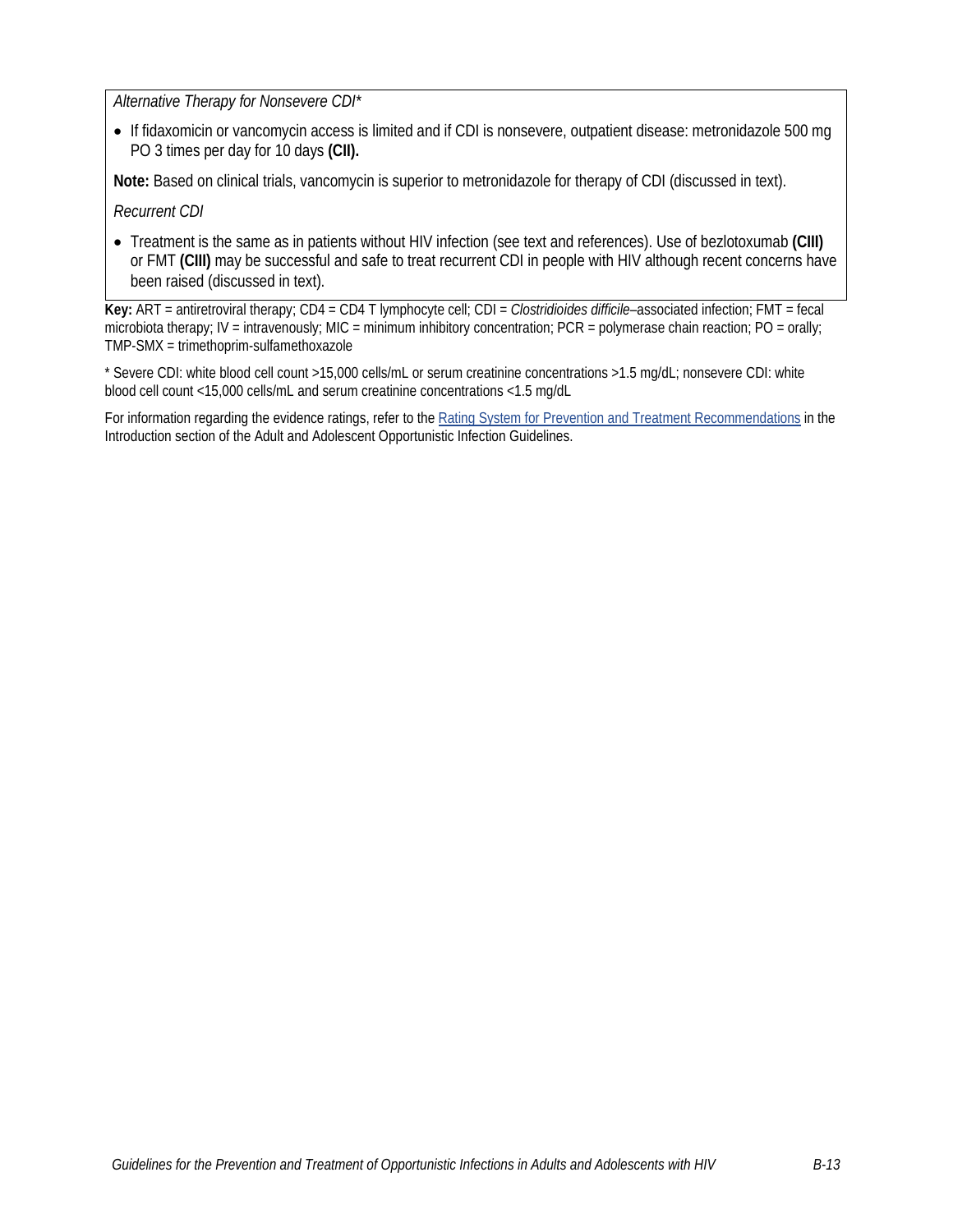*Alternative Therapy for Nonsevere CDI**

- If fidaxomicin or vancomycin access is limited and if CDI is nonsevere, outpatient disease: metronidazole 500 mg PO 3 times per day for 10 days **(CII).**

**Note:** Based on clinical trials, vancomycin is superior to metronidazole for therapy of CDI (discussed in text).

*Recurrent CDI*

- Treatment is the same as in patients without HIV infection (see text and references). Use of bezlotoxumab **(CIII)** or FMT **(CIII)** may be successful and safe to treat recurrent CDI in people with HIV although recent concerns have been raised (discussed in text).

**Key:** ART = antiretroviral therapy; CD4 = CD4 T lymphocyte cell; CDI = *Clostridioides difficile*–associated infection; FMT = fecal microbiota therapy; IV = intravenously; MIC = minimum inhibitory concentration; PCR = polymerase chain reaction; PO = orally; TMP-SMX = trimethoprim-sulfamethoxazole

* Severe CDI: white blood cell count >15,000 cells/mL or serum creatinine concentrations >1.5 mg/dL; nonsevere CDI: white blood cell count <15,000 cells/mL and serum creatinine concentrations <1.5 mg/dL

For information regarding the evidence ratings, refer to the Rating System for Prevention and Treatment Recommendations in the Introduction section of the Adult and Adolescent Opportunistic Infection Guidelines.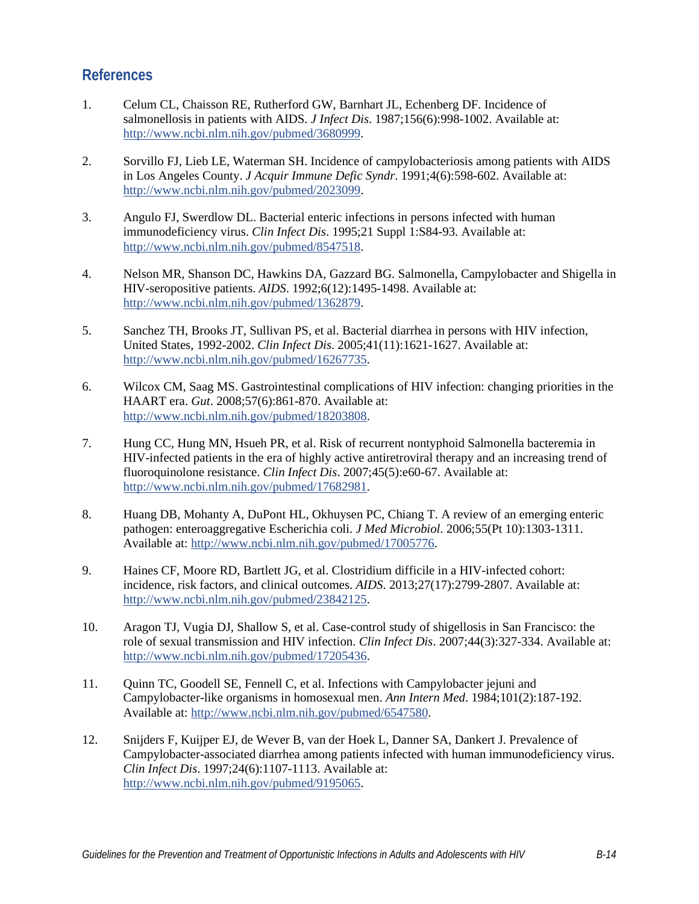## References

1. Celum CL, Chaisson RE, Rutherford GW, Barnhart JL, Echenberg DF. Incidence of salmonellosis in patients with AIDS. *J Infect Dis*. 1987;156(6):998-1002. Available at: http://www.ncbi.nlm.nih.gov/pubmed/3680999.

2. Sorvillo FJ, Lieb LE, Waterman SH. Incidence of campylobacteriosis among patients with AIDS in Los Angeles County. *J Acquir Immune Defic Syndr*. 1991;4(6):598-602. Available at: http://www.ncbi.nlm.nih.gov/pubmed/2023099.

3. Angulo FJ, Swerdlow DL. Bacterial enteric infections in persons infected with human immunodeficiency virus. *Clin Infect Dis*. 1995;21 Suppl 1:S84-93. Available at: http://www.ncbi.nlm.nih.gov/pubmed/8547518.

4. Nelson MR, Shanson DC, Hawkins DA, Gazzard BG. Salmonella, Campylobacter and Shigella in HIV-seropositive patients. *AIDS*. 1992;6(12):1495-1498. Available at: http://www.ncbi.nlm.nih.gov/pubmed/1362879.

5. Sanchez TH, Brooks JT, Sullivan PS, et al. Bacterial diarrhea in persons with HIV infection, United States, 1992-2002. *Clin Infect Dis*. 2005;41(11):1621-1627. Available at: http://www.ncbi.nlm.nih.gov/pubmed/16267735.

6. Wilcox CM, Saag MS. Gastrointestinal complications of HIV infection: changing priorities in the HAART era. *Gut*. 2008;57(6):861-870. Available at: http://www.ncbi.nlm.nih.gov/pubmed/18203808.

7. Hung CC, Hung MN, Hsueh PR, et al. Risk of recurrent nontyphoid Salmonella bacteremia in HIV-infected patients in the era of highly active antiretroviral therapy and an increasing trend of fluoroquinolone resistance. *Clin Infect Dis*. 2007;45(5):e60-67. Available at: http://www.ncbi.nlm.nih.gov/pubmed/17682981.

8. Huang DB, Mohanty A, DuPont HL, Okhuysen PC, Chiang T. A review of an emerging enteric pathogen: enteroaggregative Escherichia coli. *J Med Microbiol*. 2006;55(Pt 10):1303-1311. Available at: http://www.ncbi.nlm.nih.gov/pubmed/17005776.

9. Haines CF, Moore RD, Bartlett JG, et al. Clostridium difficile in a HIV-infected cohort: incidence, risk factors, and clinical outcomes. *AIDS*. 2013;27(17):2799-2807. Available at: http://www.ncbi.nlm.nih.gov/pubmed/23842125.

10. Aragon TJ, Vugia DJ, Shallow S, et al. Case-control study of shigellosis in San Francisco: the role of sexual transmission and HIV infection. *Clin Infect Dis*. 2007;44(3):327-334. Available at: http://www.ncbi.nlm.nih.gov/pubmed/17205436.

11. Quinn TC, Goodell SE, Fennell C, et al. Infections with Campylobacter jejuni and Campylobacter-like organisms in homosexual men. *Ann Intern Med*. 1984;101(2):187-192. Available at: http://www.ncbi.nlm.nih.gov/pubmed/6547580.

12. Snijders F, Kuijper EJ, de Wever B, van der Hoek L, Danner SA, Dankert J. Prevalence of Campylobacter-associated diarrhea among patients infected with human immunodeficiency virus. *Clin Infect Dis*. 1997;24(6):1107-1113. Available at: http://www.ncbi.nlm.nih.gov/pubmed/9195065.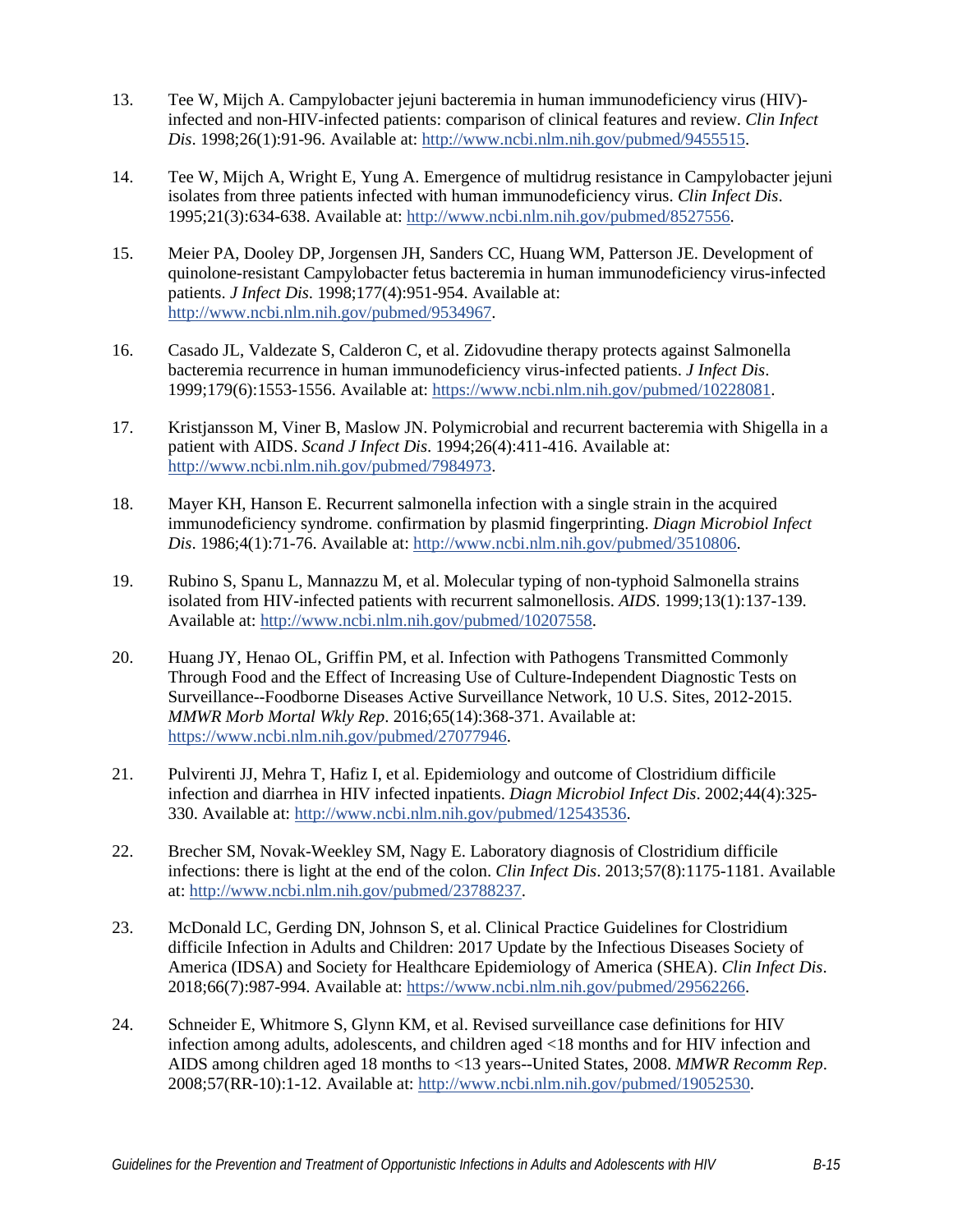13. Tee W, Mijch A. Campylobacter jejuni bacteremia in human immunodeficiency virus (HIV)-infected and non-HIV-infected patients: comparison of clinical features and review. *Clin Infect Dis*. 1998;26(1):91-96. Available at: http://www.ncbi.nlm.nih.gov/pubmed/9455515.

14. Tee W, Mijch A, Wright E, Yung A. Emergence of multidrug resistance in Campylobacter jejuni isolates from three patients infected with human immunodeficiency virus. *Clin Infect Dis*. 1995;21(3):634-638. Available at: http://www.ncbi.nlm.nih.gov/pubmed/8527556.

15. Meier PA, Dooley DP, Jorgensen JH, Sanders CC, Huang WM, Patterson JE. Development of quinolone-resistant Campylobacter fetus bacteremia in human immunodeficiency virus-infected patients. *J Infect Dis*. 1998;177(4):951-954. Available at: http://www.ncbi.nlm.nih.gov/pubmed/9534967.

16. Casado JL, Valdezate S, Calderon C, et al. Zidovudine therapy protects against Salmonella bacteremia recurrence in human immunodeficiency virus-infected patients. *J Infect Dis*. 1999;179(6):1553-1556. Available at: https://www.ncbi.nlm.nih.gov/pubmed/10228081.

17. Kristjansson M, Viner B, Maslow JN. Polymicrobial and recurrent bacteremia with Shigella in a patient with AIDS. *Scand J Infect Dis*. 1994;26(4):411-416. Available at: http://www.ncbi.nlm.nih.gov/pubmed/7984973.

18. Mayer KH, Hanson E. Recurrent salmonella infection with a single strain in the acquired immunodeficiency syndrome. confirmation by plasmid fingerprinting. *Diagn Microbiol Infect Dis*. 1986;4(1):71-76. Available at: http://www.ncbi.nlm.nih.gov/pubmed/3510806.

19. Rubino S, Spanu L, Mannazzu M, et al. Molecular typing of non-typhoid Salmonella strains isolated from HIV-infected patients with recurrent salmonellosis. *AIDS*. 1999;13(1):137-139. Available at: http://www.ncbi.nlm.nih.gov/pubmed/10207558.

20. Huang JY, Henao OL, Griffin PM, et al. Infection with Pathogens Transmitted Commonly Through Food and the Effect of Increasing Use of Culture-Independent Diagnostic Tests on Surveillance--Foodborne Diseases Active Surveillance Network, 10 U.S. Sites, 2012-2015. *MMWR Morb Mortal Wkly Rep*. 2016;65(14):368-371. Available at: https://www.ncbi.nlm.nih.gov/pubmed/27077946.

21. Pulvirenti JJ, Mehra T, Hafiz I, et al. Epidemiology and outcome of Clostridium difficile infection and diarrhea in HIV infected inpatients. *Diagn Microbiol Infect Dis*. 2002;44(4):325-330. Available at: http://www.ncbi.nlm.nih.gov/pubmed/12543536.

22. Brecher SM, Novak-Weekley SM, Nagy E. Laboratory diagnosis of Clostridium difficile infections: there is light at the end of the colon. *Clin Infect Dis*. 2013;57(8):1175-1181. Available at: http://www.ncbi.nlm.nih.gov/pubmed/23788237.

23. McDonald LC, Gerding DN, Johnson S, et al. Clinical Practice Guidelines for Clostridium difficile Infection in Adults and Children: 2017 Update by the Infectious Diseases Society of America (IDSA) and Society for Healthcare Epidemiology of America (SHEA). *Clin Infect Dis*. 2018;66(7):987-994. Available at: https://www.ncbi.nlm.nih.gov/pubmed/29562266.

24. Schneider E, Whitmore S, Glynn KM, et al. Revised surveillance case definitions for HIV infection among adults, adolescents, and children aged <18 months and for HIV infection and AIDS among children aged 18 months to <13 years--United States, 2008. *MMWR Recomm Rep*. 2008;57(RR-10):1-12. Available at: http://www.ncbi.nlm.nih.gov/pubmed/19052530.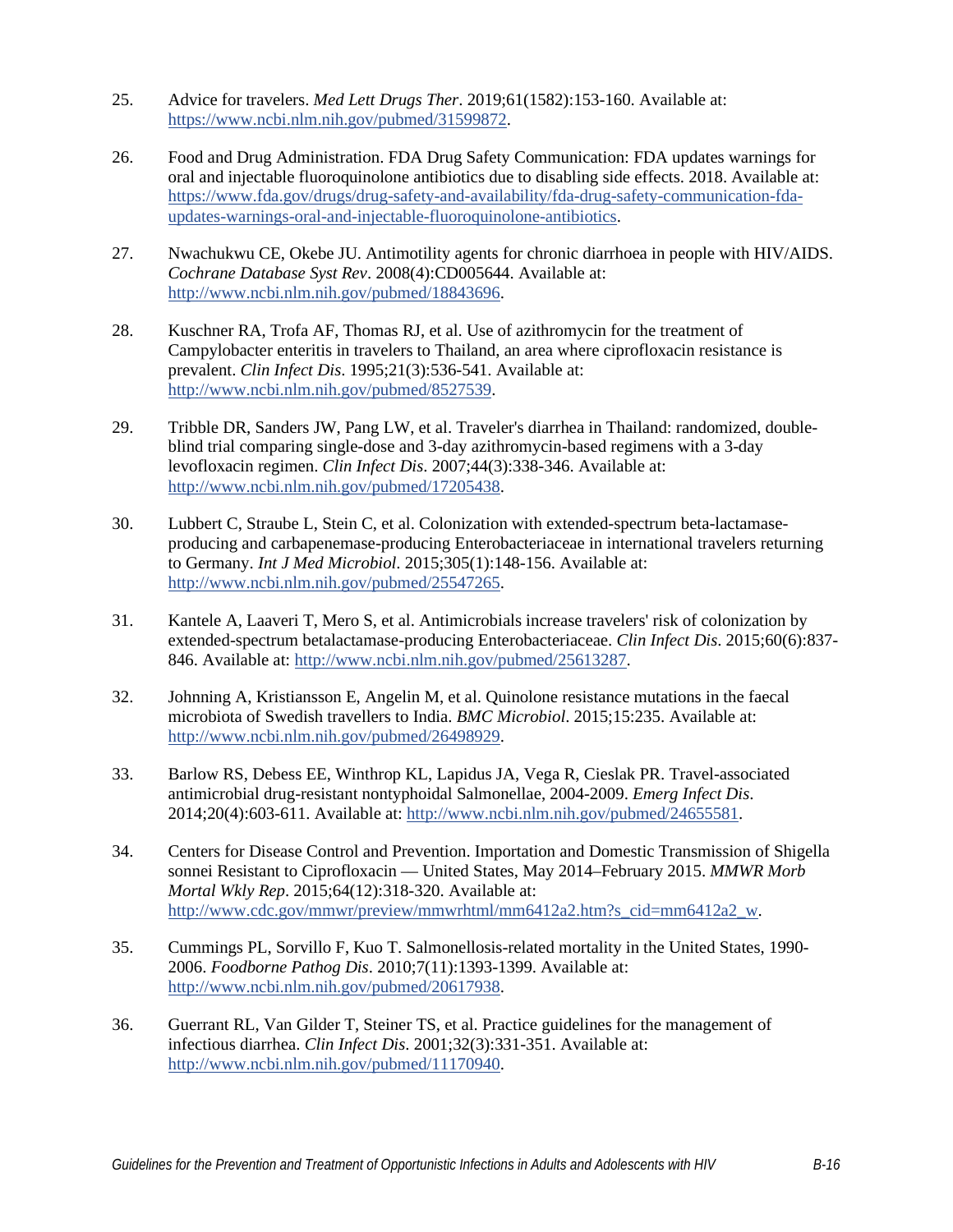25. Advice for travelers. *Med Lett Drugs Ther*. 2019;61(1582):153-160. Available at: https://www.ncbi.nlm.nih.gov/pubmed/31599872.

26. Food and Drug Administration. FDA Drug Safety Communication: FDA updates warnings for oral and injectable fluoroquinolone antibiotics due to disabling side effects. 2018. Available at: https://www.fda.gov/drugs/drug-safety-and-availability/fda-drug-safety-communication-fda-updates-warnings-oral-and-injectable-fluoroquinolone-antibiotics.

27. Nwachukwu CE, Okebe JU. Antimotility agents for chronic diarrhoea in people with HIV/AIDS. *Cochrane Database Syst Rev*. 2008(4):CD005644. Available at: http://www.ncbi.nlm.nih.gov/pubmed/18843696.

28. Kuschner RA, Trofa AF, Thomas RJ, et al. Use of azithromycin for the treatment of Campylobacter enteritis in travelers to Thailand, an area where ciprofloxacin resistance is prevalent. *Clin Infect Dis*. 1995;21(3):536-541. Available at: http://www.ncbi.nlm.nih.gov/pubmed/8527539.

29. Tribble DR, Sanders JW, Pang LW, et al. Traveler's diarrhea in Thailand: randomized, double-blind trial comparing single-dose and 3-day azithromycin-based regimens with a 3-day levofloxacin regimen. *Clin Infect Dis*. 2007;44(3):338-346. Available at: http://www.ncbi.nlm.nih.gov/pubmed/17205438.

30. Lubbert C, Straube L, Stein C, et al. Colonization with extended-spectrum beta-lactamase-producing and carbapenemase-producing Enterobacteriaceae in international travelers returning to Germany. *Int J Med Microbiol*. 2015;305(1):148-156. Available at: http://www.ncbi.nlm.nih.gov/pubmed/25547265.

31. Kantele A, Laaveri T, Mero S, et al. Antimicrobials increase travelers' risk of colonization by extended-spectrum betalactamase-producing Enterobacteriaceae. *Clin Infect Dis*. 2015;60(6):837-846. Available at: http://www.ncbi.nlm.nih.gov/pubmed/25613287.

32. Johnning A, Kristiansson E, Angelin M, et al. Quinolone resistance mutations in the faecal microbiota of Swedish travellers to India. *BMC Microbiol*. 2015;15:235. Available at: http://www.ncbi.nlm.nih.gov/pubmed/26498929.

33. Barlow RS, Debess EE, Winthrop KL, Lapidus JA, Vega R, Cieslak PR. Travel-associated antimicrobial drug-resistant nontyphoidal Salmonellae, 2004-2009. *Emerg Infect Dis*. 2014;20(4):603-611. Available at: http://www.ncbi.nlm.nih.gov/pubmed/24655581.

34. Centers for Disease Control and Prevention. Importation and Domestic Transmission of Shigella sonnei Resistant to Ciprofloxacin — United States, May 2014–February 2015. *MMWR Morb Mortal Wkly Rep*. 2015;64(12):318-320. Available at: http://www.cdc.gov/mmwr/preview/mmwrhtml/mm6412a2.htm?s_cid=mm6412a2_w.

35. Cummings PL, Sorvillo F, Kuo T. Salmonellosis-related mortality in the United States, 1990-2006. *Foodborne Pathog Dis*. 2010;7(11):1393-1399. Available at: http://www.ncbi.nlm.nih.gov/pubmed/20617938.

36. Guerrant RL, Van Gilder T, Steiner TS, et al. Practice guidelines for the management of infectious diarrhea. *Clin Infect Dis*. 2001;32(3):331-351. Available at: http://www.ncbi.nlm.nih.gov/pubmed/11170940.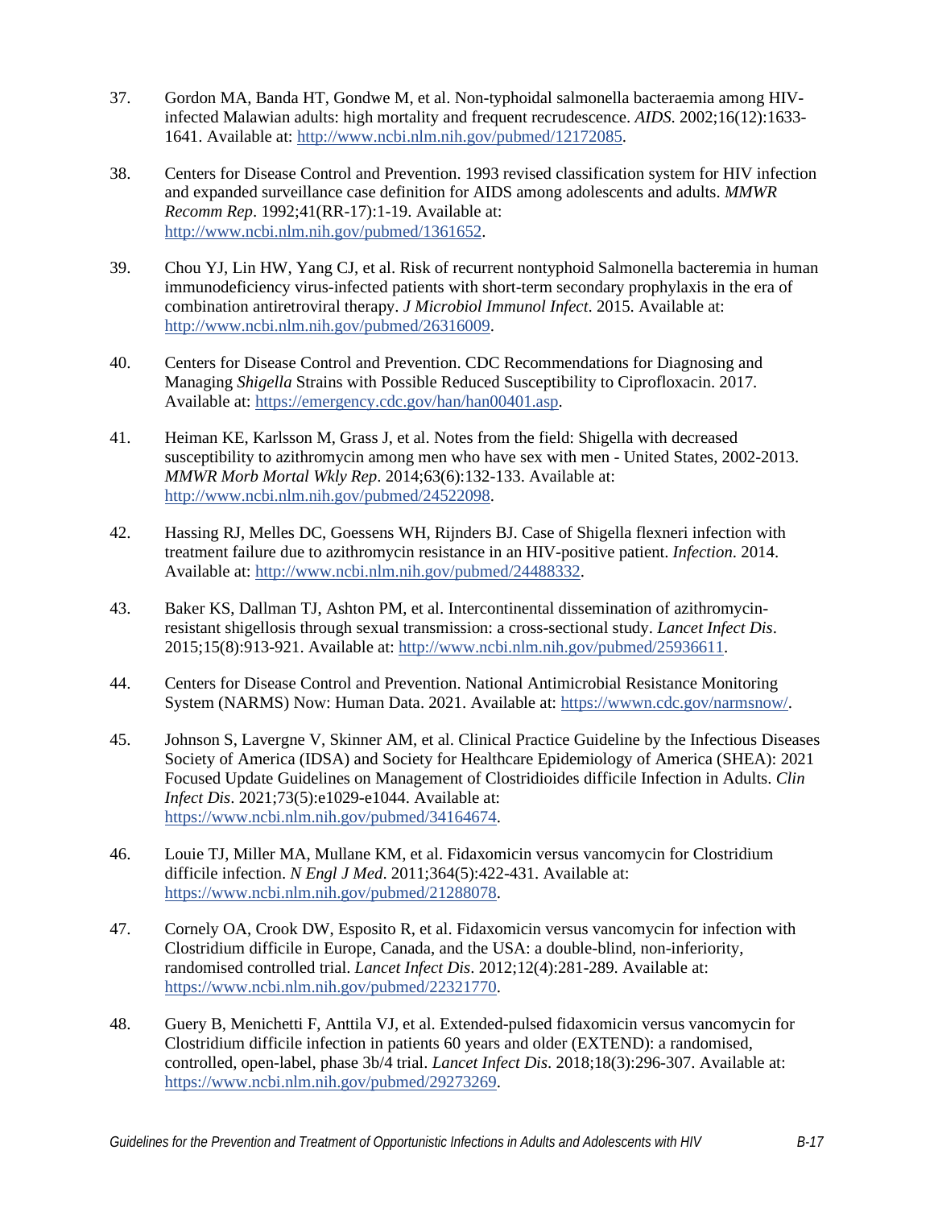37. Gordon MA, Banda HT, Gondwe M, et al. Non-typhoidal salmonella bacteraemia among HIV-infected Malawian adults: high mortality and frequent recrudescence. *AIDS*. 2002;16(12):1633-1641. Available at: http://www.ncbi.nlm.nih.gov/pubmed/12172085.

38. Centers for Disease Control and Prevention. 1993 revised classification system for HIV infection and expanded surveillance case definition for AIDS among adolescents and adults. *MMWR Recomm Rep*. 1992;41(RR-17):1-19. Available at: http://www.ncbi.nlm.nih.gov/pubmed/1361652.

39. Chou YJ, Lin HW, Yang CJ, et al. Risk of recurrent nontyphoid Salmonella bacteremia in human immunodeficiency virus-infected patients with short-term secondary prophylaxis in the era of combination antiretroviral therapy. *J Microbiol Immunol Infect*. 2015. Available at: http://www.ncbi.nlm.nih.gov/pubmed/26316009.

40. Centers for Disease Control and Prevention. CDC Recommendations for Diagnosing and Managing *Shigella* Strains with Possible Reduced Susceptibility to Ciprofloxacin. 2017. Available at: https://emergency.cdc.gov/han/han00401.asp.

41. Heiman KE, Karlsson M, Grass J, et al. Notes from the field: Shigella with decreased susceptibility to azithromycin among men who have sex with men - United States, 2002-2013. *MMWR Morb Mortal Wkly Rep*. 2014;63(6):132-133. Available at: http://www.ncbi.nlm.nih.gov/pubmed/24522098.

42. Hassing RJ, Melles DC, Goessens WH, Rijnders BJ. Case of Shigella flexneri infection with treatment failure due to azithromycin resistance in an HIV-positive patient. *Infection*. 2014. Available at: http://www.ncbi.nlm.nih.gov/pubmed/24488332.

43. Baker KS, Dallman TJ, Ashton PM, et al. Intercontinental dissemination of azithromycin-resistant shigellosis through sexual transmission: a cross-sectional study. *Lancet Infect Dis*. 2015;15(8):913-921. Available at: http://www.ncbi.nlm.nih.gov/pubmed/25936611.

44. Centers for Disease Control and Prevention. National Antimicrobial Resistance Monitoring System (NARMS) Now: Human Data. 2021. Available at: https://wwwn.cdc.gov/narmsnow/.

45. Johnson S, Lavergne V, Skinner AM, et al. Clinical Practice Guideline by the Infectious Diseases Society of America (IDSA) and Society for Healthcare Epidemiology of America (SHEA): 2021 Focused Update Guidelines on Management of Clostridioides difficile Infection in Adults. *Clin Infect Dis*. 2021;73(5):e1029-e1044. Available at: https://www.ncbi.nlm.nih.gov/pubmed/34164674.

46. Louie TJ, Miller MA, Mullane KM, et al. Fidaxomicin versus vancomycin for Clostridium difficile infection. *N Engl J Med*. 2011;364(5):422-431. Available at: https://www.ncbi.nlm.nih.gov/pubmed/21288078.

47. Cornely OA, Crook DW, Esposito R, et al. Fidaxomicin versus vancomycin for infection with Clostridium difficile in Europe, Canada, and the USA: a double-blind, non-inferiority, randomised controlled trial. *Lancet Infect Dis*. 2012;12(4):281-289. Available at: https://www.ncbi.nlm.nih.gov/pubmed/22321770.

48. Guery B, Menichetti F, Anttila VJ, et al. Extended-pulsed fidaxomicin versus vancomycin for Clostridium difficile infection in patients 60 years and older (EXTEND): a randomised, controlled, open-label, phase 3b/4 trial. *Lancet Infect Dis*. 2018;18(3):296-307. Available at: https://www.ncbi.nlm.nih.gov/pubmed/29273269.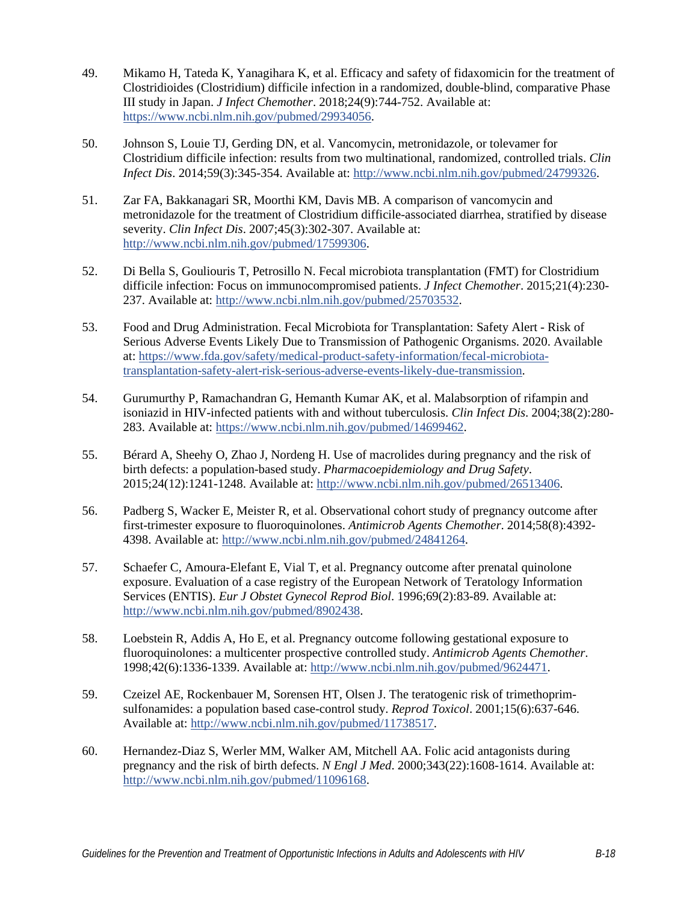49. Mikamo H, Tateda K, Yanagihara K, et al. Efficacy and safety of fidaxomicin for the treatment of Clostridioides (Clostridium) difficile infection in a randomized, double-blind, comparative Phase III study in Japan. *J Infect Chemother*. 2018;24(9):744-752. Available at: https://www.ncbi.nlm.nih.gov/pubmed/29934056.

50. Johnson S, Louie TJ, Gerding DN, et al. Vancomycin, metronidazole, or tolevamer for Clostridium difficile infection: results from two multinational, randomized, controlled trials. *Clin Infect Dis*. 2014;59(3):345-354. Available at: http://www.ncbi.nlm.nih.gov/pubmed/24799326.

51. Zar FA, Bakkanagari SR, Moorthi KM, Davis MB. A comparison of vancomycin and metronidazole for the treatment of Clostridium difficile-associated diarrhea, stratified by disease severity. *Clin Infect Dis*. 2007;45(3):302-307. Available at: http://www.ncbi.nlm.nih.gov/pubmed/17599306.

52. Di Bella S, Gouliouris T, Petrosillo N. Fecal microbiota transplantation (FMT) for Clostridium difficile infection: Focus on immunocompromised patients. *J Infect Chemother*. 2015;21(4):230-237. Available at: http://www.ncbi.nlm.nih.gov/pubmed/25703532.

53. Food and Drug Administration. Fecal Microbiota for Transplantation: Safety Alert - Risk of Serious Adverse Events Likely Due to Transmission of Pathogenic Organisms. 2020. Available at: https://www.fda.gov/safety/medical-product-safety-information/fecal-microbiota-transplantation-safety-alert-risk-serious-adverse-events-likely-due-transmission.

54. Gurumurthy P, Ramachandran G, Hemanth Kumar AK, et al. Malabsorption of rifampin and isoniazid in HIV-infected patients with and without tuberculosis. *Clin Infect Dis*. 2004;38(2):280-283. Available at: https://www.ncbi.nlm.nih.gov/pubmed/14699462.

55. Bérard A, Sheehy O, Zhao J, Nordeng H. Use of macrolides during pregnancy and the risk of birth defects: a population-based study. *Pharmacoepidemiology and Drug Safety*. 2015;24(12):1241-1248. Available at: http://www.ncbi.nlm.nih.gov/pubmed/26513406.

56. Padberg S, Wacker E, Meister R, et al. Observational cohort study of pregnancy outcome after first-trimester exposure to fluoroquinolones. *Antimicrob Agents Chemother*. 2014;58(8):4392-4398. Available at: http://www.ncbi.nlm.nih.gov/pubmed/24841264.

57. Schaefer C, Amoura-Elefant E, Vial T, et al. Pregnancy outcome after prenatal quinolone exposure. Evaluation of a case registry of the European Network of Teratology Information Services (ENTIS). *Eur J Obstet Gynecol Reprod Biol*. 1996;69(2):83-89. Available at: http://www.ncbi.nlm.nih.gov/pubmed/8902438.

58. Loebstein R, Addis A, Ho E, et al. Pregnancy outcome following gestational exposure to fluoroquinolones: a multicenter prospective controlled study. *Antimicrob Agents Chemother*. 1998;42(6):1336-1339. Available at: http://www.ncbi.nlm.nih.gov/pubmed/9624471.

59. Czeizel AE, Rockenbauer M, Sorensen HT, Olsen J. The teratogenic risk of trimethoprim-sulfonamides: a population based case-control study. *Reprod Toxicol*. 2001;15(6):637-646. Available at: http://www.ncbi.nlm.nih.gov/pubmed/11738517.

60. Hernandez-Diaz S, Werler MM, Walker AM, Mitchell AA. Folic acid antagonists during pregnancy and the risk of birth defects. *N Engl J Med*. 2000;343(22):1608-1614. Available at: http://www.ncbi.nlm.nih.gov/pubmed/11096168.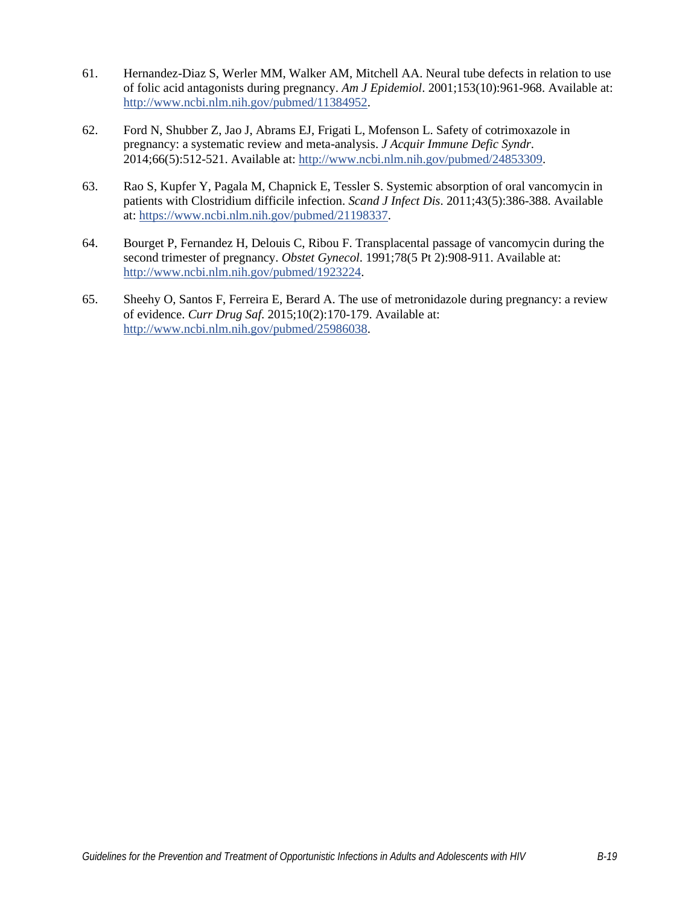61. Hernandez-Diaz S, Werler MM, Walker AM, Mitchell AA. Neural tube defects in relation to use of folic acid antagonists during pregnancy. *Am J Epidemiol*. 2001;153(10):961-968. Available at: http://www.ncbi.nlm.nih.gov/pubmed/11384952.

62. Ford N, Shubber Z, Jao J, Abrams EJ, Frigati L, Mofenson L. Safety of cotrimoxazole in pregnancy: a systematic review and meta-analysis. *J Acquir Immune Defic Syndr*. 2014;66(5):512-521. Available at: http://www.ncbi.nlm.nih.gov/pubmed/24853309.

63. Rao S, Kupfer Y, Pagala M, Chapnick E, Tessler S. Systemic absorption of oral vancomycin in patients with Clostridium difficile infection. *Scand J Infect Dis*. 2011;43(5):386-388. Available at: https://www.ncbi.nlm.nih.gov/pubmed/21198337.

64. Bourget P, Fernandez H, Delouis C, Ribou F. Transplacental passage of vancomycin during the second trimester of pregnancy. *Obstet Gynecol*. 1991;78(5 Pt 2):908-911. Available at: http://www.ncbi.nlm.nih.gov/pubmed/1923224.

65. Sheehy O, Santos F, Ferreira E, Berard A. The use of metronidazole during pregnancy: a review of evidence. *Curr Drug Saf*. 2015;10(2):170-179. Available at: http://www.ncbi.nlm.nih.gov/pubmed/25986038.